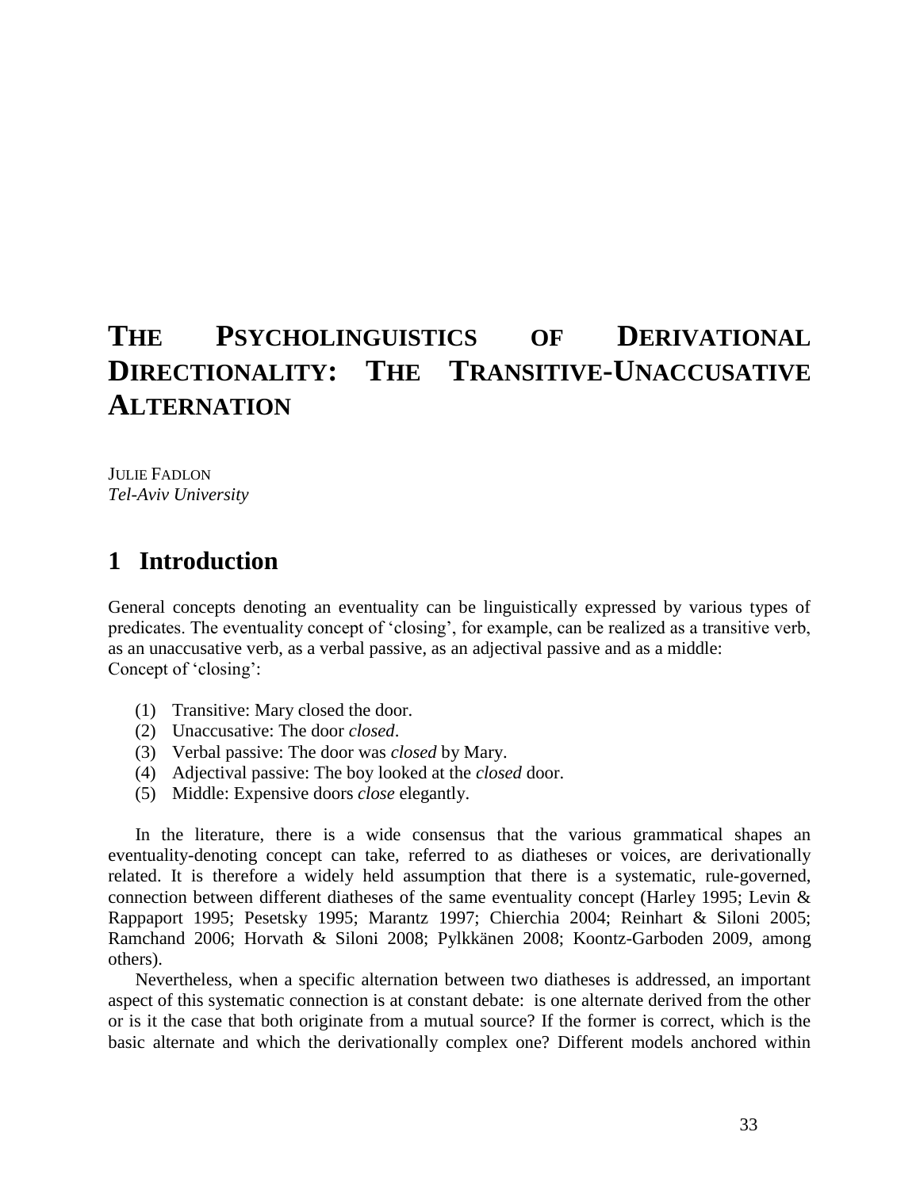# The Psycholinguistics of Derivational Directionality: The Transitive-Unaccusative Alternation

Julie Fadlon
*Tel-Aviv University*

## 1 Introduction

General concepts denoting an eventuality can be linguistically expressed by various types of predicates. The eventuality concept of 'closing', for example, can be realized as a transitive verb, as an unaccusative verb, as a verbal passive, as an adjectival passive and as a middle:
Concept of 'closing':

(1) Transitive: Mary closed the door.
(2) Unaccusative: The door *closed*.
(3) Verbal passive: The door was *closed* by Mary.
(4) Adjectival passive: The boy looked at the *closed* door.
(5) Middle: Expensive doors *close* elegantly.

In the literature, there is a wide consensus that the various grammatical shapes an eventuality-denoting concept can take, referred to as diatheses or voices, are derivationally related. It is therefore a widely held assumption that there is a systematic, rule-governed, connection between different diatheses of the same eventuality concept (Harley 1995; Levin & Rappaport 1995; Pesetsky 1995; Marantz 1997; Chierchia 2004; Reinhart & Siloni 2005; Ramchand 2006; Horvath & Siloni 2008; Pylkkänen 2008; Koontz-Garboden 2009, among others).

Nevertheless, when a specific alternation between two diatheses is addressed, an important aspect of this systematic connection is at constant debate: is one alternate derived from the other or is it the case that both originate from a mutual source? If the former is correct, which is the basic alternate and which the derivationally complex one? Different models anchored within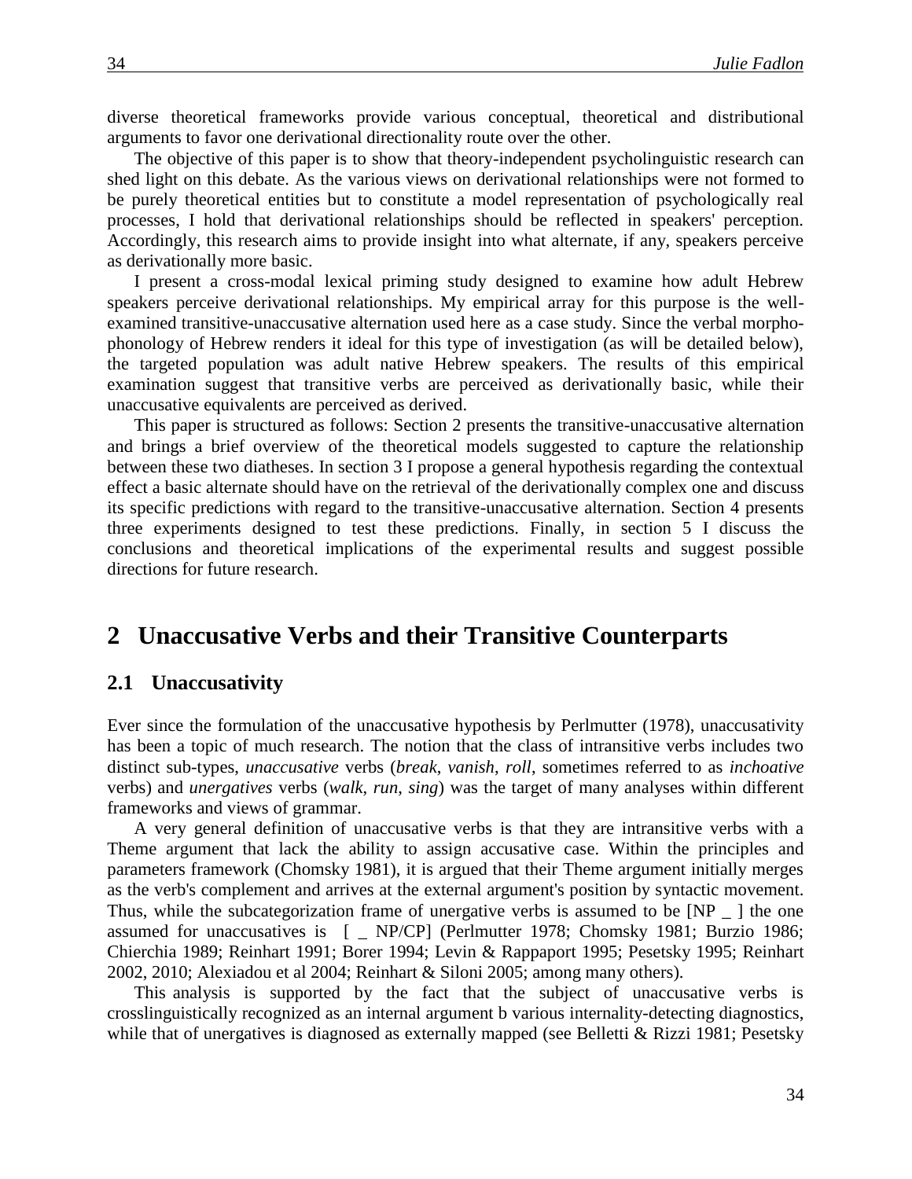diverse theoretical frameworks provide various conceptual, theoretical and distributional arguments to favor one derivational directionality route over the other.

The objective of this paper is to show that theory-independent psycholinguistic research can shed light on this debate. As the various views on derivational relationships were not formed to be purely theoretical entities but to constitute a model representation of psychologically real processes, I hold that derivational relationships should be reflected in speakers' perception. Accordingly, this research aims to provide insight into what alternate, if any, speakers perceive as derivationally more basic.

I present a cross-modal lexical priming study designed to examine how adult Hebrew speakers perceive derivational relationships. My empirical array for this purpose is the well-examined transitive-unaccusative alternation used here as a case study. Since the verbal morpho-phonology of Hebrew renders it ideal for this type of investigation (as will be detailed below), the targeted population was adult native Hebrew speakers. The results of this empirical examination suggest that transitive verbs are perceived as derivationally basic, while their unaccusative equivalents are perceived as derived.

This paper is structured as follows: Section 2 presents the transitive-unaccusative alternation and brings a brief overview of the theoretical models suggested to capture the relationship between these two diatheses. In section 3 I propose a general hypothesis regarding the contextual effect a basic alternate should have on the retrieval of the derivationally complex one and discuss its specific predictions with regard to the transitive-unaccusative alternation. Section 4 presents three experiments designed to test these predictions. Finally, in section 5 I discuss the conclusions and theoretical implications of the experimental results and suggest possible directions for future research.

## 2 Unaccusative Verbs and their Transitive Counterparts

### 2.1 Unaccusativity

Ever since the formulation of the unaccusative hypothesis by Perlmutter (1978), unaccusativity has been a topic of much research. The notion that the class of intransitive verbs includes two distinct sub-types, *unaccusative* verbs (*break*, *vanish*, *roll*, sometimes referred to as *inchoative* verbs) and *unergatives* verbs (*walk*, *run*, *sing*) was the target of many analyses within different frameworks and views of grammar.

A very general definition of unaccusative verbs is that they are intransitive verbs with a Theme argument that lack the ability to assign accusative case. Within the principles and parameters framework (Chomsky 1981), it is argued that their Theme argument initially merges as the verb's complement and arrives at the external argument's position by syntactic movement. Thus, while the subcategorization frame of unergative verbs is assumed to be [NP _ ] the one assumed for unaccusatives is [ _ NP/CP] (Perlmutter 1978; Chomsky 1981; Burzio 1986; Chierchia 1989; Reinhart 1991; Borer 1994; Levin & Rappaport 1995; Pesetsky 1995; Reinhart 2002, 2010; Alexiadou et al 2004; Reinhart & Siloni 2005; among many others).

This analysis is supported by the fact that the subject of unaccusative verbs is crosslinguistically recognized as an internal argument b various internality-detecting diagnostics, while that of unergatives is diagnosed as externally mapped (see Belletti & Rizzi 1981; Pesetsky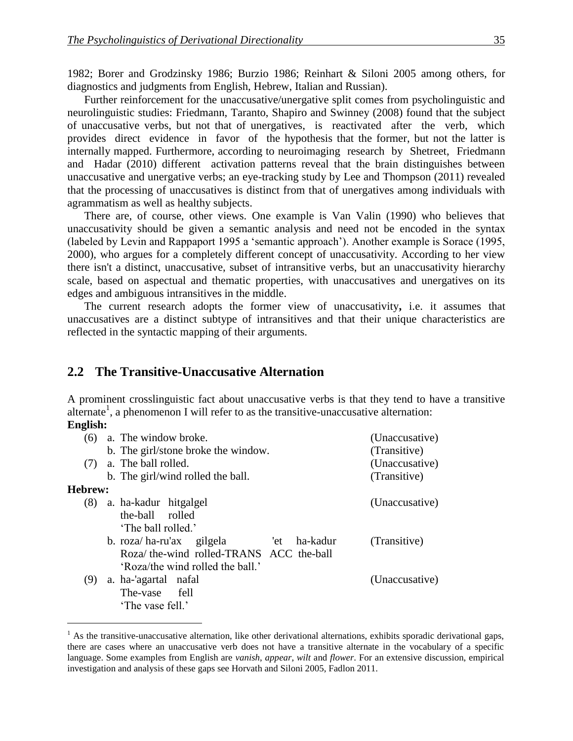1982; Borer and Grodzinsky 1986; Burzio 1986; Reinhart & Siloni 2005 among others, for diagnostics and judgments from English, Hebrew, Italian and Russian).

Further reinforcement for the unaccusative/unergative split comes from psycholinguistic and neurolinguistic studies: Friedmann, Taranto, Shapiro and Swinney (2008) found that the subject of unaccusative verbs, but not that of unergatives, is reactivated after the verb, which provides direct evidence in favor of the hypothesis that the former, but not the latter is internally mapped. Furthermore, according to neuroimaging research by Shetreet, Friedmann and Hadar (2010) different activation patterns reveal that the brain distinguishes between unaccusative and unergative verbs; an eye-tracking study by Lee and Thompson (2011) revealed that the processing of unaccusatives is distinct from that of unergatives among individuals with agrammatism as well as healthy subjects.

There are, of course, other views. One example is Van Valin (1990) who believes that unaccusativity should be given a semantic analysis and need not be encoded in the syntax (labeled by Levin and Rappaport 1995 a 'semantic approach'). Another example is Sorace (1995, 2000), who argues for a completely different concept of unaccusativity. According to her view there isn't a distinct, unaccusative, subset of intransitive verbs, but an unaccusativity hierarchy scale, based on aspectual and thematic properties, with unaccusatives and unergatives on its edges and ambiguous intransitives in the middle.

The current research adopts the former view of unaccusativity**,** i.e. it assumes that unaccusatives are a distinct subtype of intransitives and that their unique characteristics are reflected in the syntactic mapping of their arguments.

## 2.2 The Transitive-Unaccusative Alternation

A prominent crosslinguistic fact about unaccusative verbs is that they tend to have a transitive alternate[1], a phenomenon I will refer to as the transitive-unaccusative alternation:

**English:**

(6) a. The window broke. (Unaccusative)
    b. The girl/stone broke the window. (Transitive)

(7) a. The ball rolled. (Unaccusative)
    b. The girl/wind rolled the ball. (Transitive)

**Hebrew:**

(8) a. ha-kadur hitgalgel (Unaccusative)
    the-ball rolled
    'The ball rolled.'
    b. roza/ ha-ru'ax gilgela 'et ha-kadur (Transitive)
    Roza/ the-wind rolled-TRANS ACC the-ball
    'Roza/the wind rolled the ball.'

(9) a. ha-'agartal nafal (Unaccusative)
    The-vase fell
    'The vase fell.'

---

[1] As the transitive-unaccusative alternation, like other derivational alternations, exhibits sporadic derivational gaps, there are cases where an unaccusative verb does not have a transitive alternate in the vocabulary of a specific language. Some examples from English are *vanish*, *appear*, *wilt* and *flower*. For an extensive discussion, empirical investigation and analysis of these gaps see Horvath and Siloni 2005, Fadlon 2011.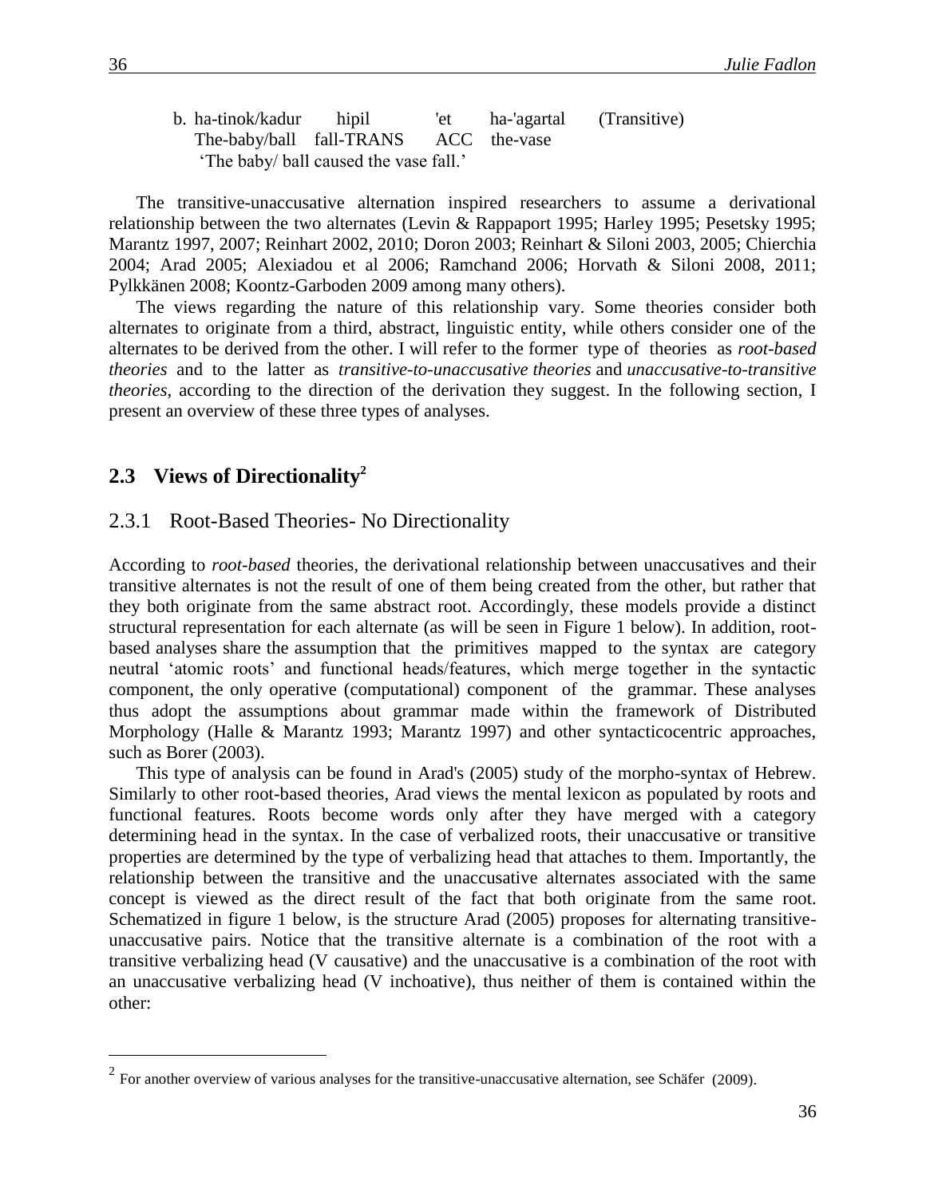b. ha-tinok/kadur hipil 'et ha-'agartal (Transitive)
The-baby/ball fall-TRANS ACC the-vase
'The baby/ ball caused the vase fall.'

The transitive-unaccusative alternation inspired researchers to assume a derivational relationship between the two alternates (Levin & Rappaport 1995; Harley 1995; Pesetsky 1995; Marantz 1997, 2007; Reinhart 2002, 2010; Doron 2003; Reinhart & Siloni 2003, 2005; Chierchia 2004; Arad 2005; Alexiadou et al 2006; Ramchand 2006; Horvath & Siloni 2008, 2011; Pylkkänen 2008; Koontz-Garboden 2009 among many others).

The views regarding the nature of this relationship vary. Some theories consider both alternates to originate from a third, abstract, linguistic entity, while others consider one of the alternates to be derived from the other. I will refer to the former type of theories as *root-based theories* and to the latter as *transitive-to-unaccusative theories* and *unaccusative-to-transitive theories*, according to the direction of the derivation they suggest. In the following section, I present an overview of these three types of analyses.

## 2.3 Views of Directionality[2]

### 2.3.1 Root-Based Theories- No Directionality

According to *root-based* theories, the derivational relationship between unaccusatives and their transitive alternates is not the result of one of them being created from the other, but rather that they both originate from the same abstract root. Accordingly, these models provide a distinct structural representation for each alternate (as will be seen in Figure 1 below). In addition, root-based analyses share the assumption that the primitives mapped to the syntax are category neutral 'atomic roots' and functional heads/features, which merge together in the syntactic component, the only operative (computational) component of the grammar. These analyses thus adopt the assumptions about grammar made within the framework of Distributed Morphology (Halle & Marantz 1993; Marantz 1997) and other syntacticocentric approaches, such as Borer (2003).

This type of analysis can be found in Arad's (2005) study of the morpho-syntax of Hebrew. Similarly to other root-based theories, Arad views the mental lexicon as populated by roots and functional features. Roots become words only after they have merged with a category determining head in the syntax. In the case of verbalized roots, their unaccusative or transitive properties are determined by the type of verbalizing head that attaches to them. Importantly, the relationship between the transitive and the unaccusative alternates associated with the same concept is viewed as the direct result of the fact that both originate from the same root. Schematized in figure 1 below, is the structure Arad (2005) proposes for alternating transitive-unaccusative pairs. Notice that the transitive alternate is a combination of the root with a transitive verbalizing head (V causative) and the unaccusative is a combination of the root with an unaccusative verbalizing head (V inchoative), thus neither of them is contained within the other:

[2] For another overview of various analyses for the transitive-unaccusative alternation, see Schäfer (2009).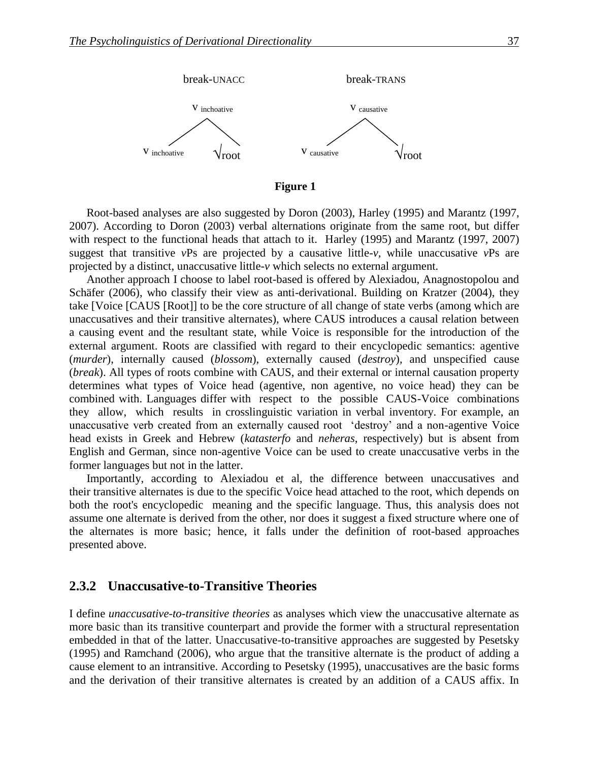break-UNACC

v inchoative

v inchoative √root

break-TRANS

v causative

v causative √root

**Figure 1**

Root-based analyses are also suggested by Doron (2003), Harley (1995) and Marantz (1997, 2007). According to Doron (2003) verbal alternations originate from the same root, but differ with respect to the functional heads that attach to it. Harley (1995) and Marantz (1997, 2007) suggest that transitive *v*Ps are projected by a causative little-*v*, while unaccusative *v*Ps are projected by a distinct, unaccusative little-*v* which selects no external argument.

Another approach I choose to label root-based is offered by Alexiadou, Anagnostopolou and Schäfer (2006), who classify their view as anti-derivational. Building on Kratzer (2004), they take [Voice [CAUS [Root]] to be the core structure of all change of state verbs (among which are unaccusatives and their transitive alternates), where CAUS introduces a causal relation between a causing event and the resultant state, while Voice is responsible for the introduction of the external argument. Roots are classified with regard to their encyclopedic semantics: agentive (*murder*), internally caused (*blossom*), externally caused (*destroy*), and unspecified cause (*break*). All types of roots combine with CAUS, and their external or internal causation property determines what types of Voice head (agentive, non agentive, no voice head) they can be combined with. Languages differ with respect to the possible CAUS-Voice combinations they allow, which results in crosslinguistic variation in verbal inventory. For example, an unaccusative verb created from an externally caused root 'destroy' and a non-agentive Voice head exists in Greek and Hebrew (*katasterfo* and *neheras*, respectively) but is absent from English and German, since non-agentive Voice can be used to create unaccusative verbs in the former languages but not in the latter.

Importantly, according to Alexiadou et al, the difference between unaccusatives and their transitive alternates is due to the specific Voice head attached to the root, which depends on both the root's encyclopedic meaning and the specific language. Thus, this analysis does not assume one alternate is derived from the other, nor does it suggest a fixed structure where one of the alternates is more basic; hence, it falls under the definition of root-based approaches presented above.

### 2.3.2 Unaccusative-to-Transitive Theories

I define *unaccusative-to-transitive theories* as analyses which view the unaccusative alternate as more basic than its transitive counterpart and provide the former with a structural representation embedded in that of the latter. Unaccusative-to-transitive approaches are suggested by Pesetsky (1995) and Ramchand (2006), who argue that the transitive alternate is the product of adding a cause element to an intransitive. According to Pesetsky (1995), unaccusatives are the basic forms and the derivation of their transitive alternates is created by an addition of a CAUS affix. In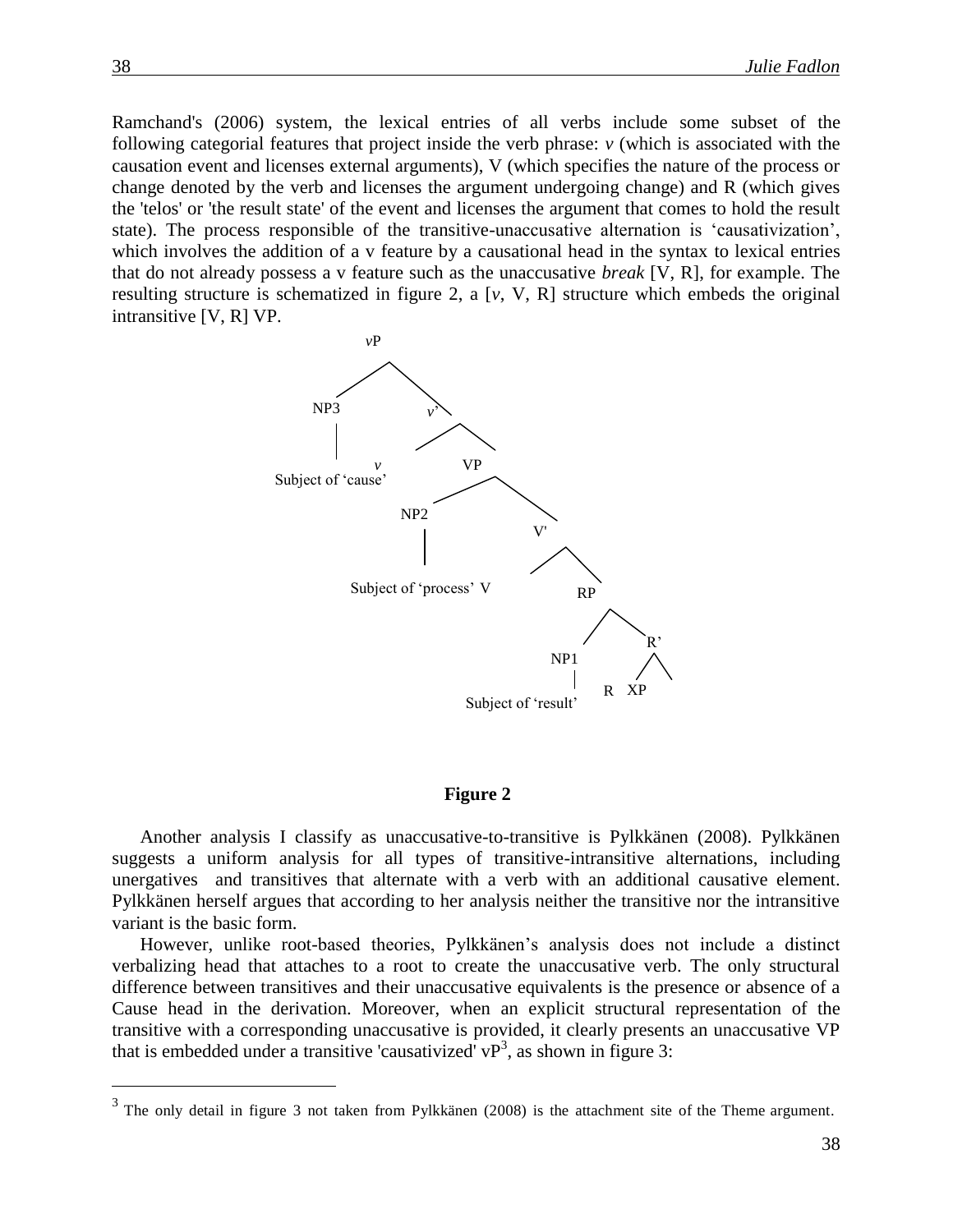Ramchand's (2006) system, the lexical entries of all verbs include some subset of the following categorial features that project inside the verb phrase: *v* (which is associated with the causation event and licenses external arguments), V (which specifies the nature of the process or change denoted by the verb and licenses the argument undergoing change) and R (which gives the 'telos' or 'the result state' of the event and licenses the argument that comes to hold the result state). The process responsible of the transitive-unaccusative alternation is 'causativization', which involves the addition of a v feature by a causational head in the syntax to lexical entries that do not already possess a v feature such as the unaccusative *break* [V, R], for example. The resulting structure is schematized in figure 2, a [*v*, V, R] structure which embeds the original intransitive [V, R] VP.

```
vP
├── NP3
│    └── Subject of 'cause'
└── v'
     ├── v
     └── VP
          ├── NP2
          │    └── Subject of 'process'
          └── V'
               ├── V
               └── RP
                    ├── NP1
                    │    └── Subject of 'result'
                    └── R'
                         ├── R
                         └── XP
```

**Figure 2**

Another analysis I classify as unaccusative-to-transitive is Pylkkänen (2008). Pylkkänen suggests a uniform analysis for all types of transitive-intransitive alternations, including unergatives and transitives that alternate with a verb with an additional causative element. Pylkkänen herself argues that according to her analysis neither the transitive nor the intransitive variant is the basic form.

However, unlike root-based theories, Pylkkänen's analysis does not include a distinct verbalizing head that attaches to a root to create the unaccusative verb. The only structural difference between transitives and their unaccusative equivalents is the presence or absence of a Cause head in the derivation. Moreover, when an explicit structural representation of the transitive with a corresponding unaccusative is provided, it clearly presents an unaccusative VP that is embedded under a transitive 'causativized' vP[3], as shown in figure 3:

[3] The only detail in figure 3 not taken from Pylkkänen (2008) is the attachment site of the Theme argument.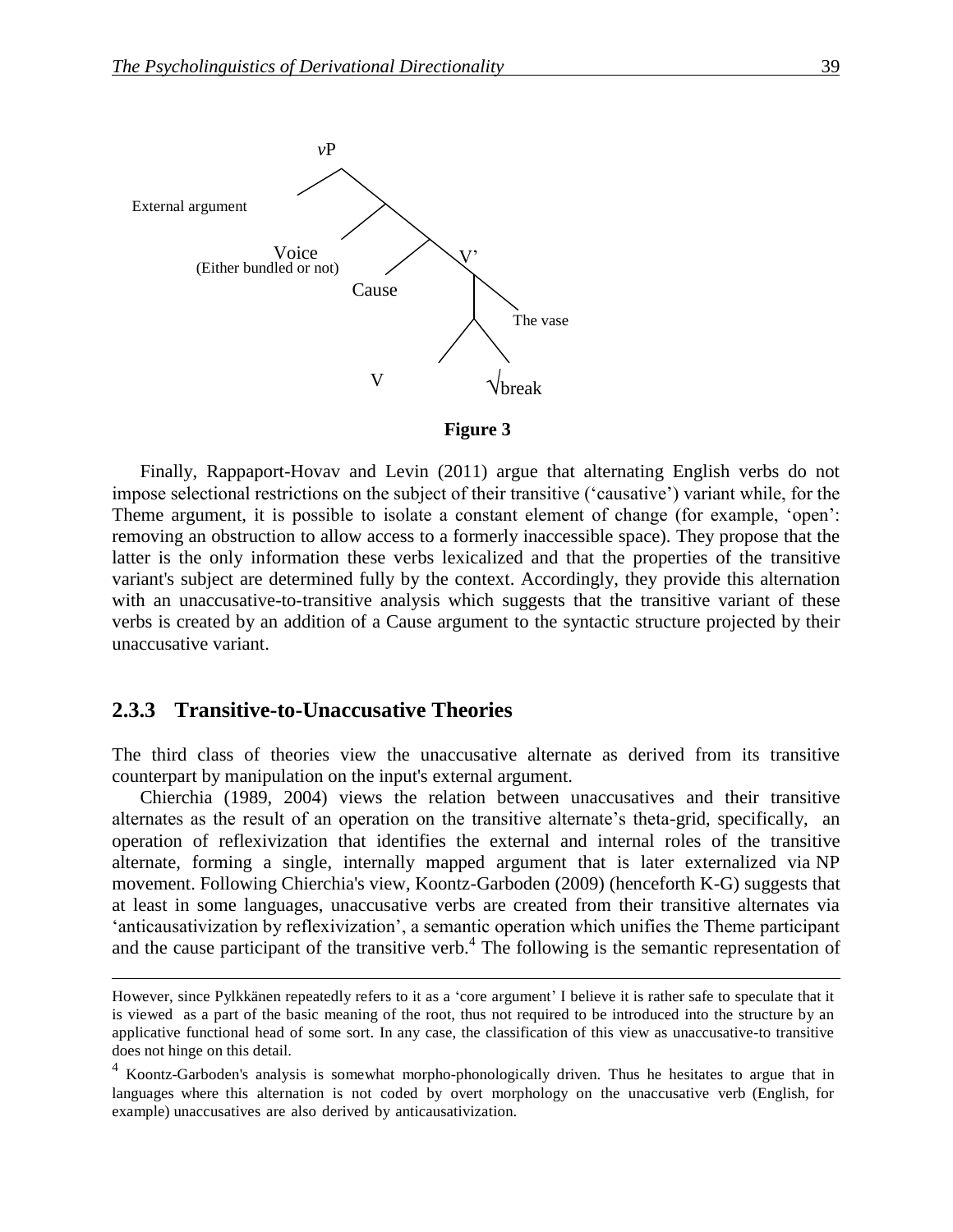vP

External argument

Voice
(Either bundled or not)

Cause

V'

The vase

V √break

**Figure 3**

Finally, Rappaport-Hovav and Levin (2011) argue that alternating English verbs do not impose selectional restrictions on the subject of their transitive ('causative') variant while, for the Theme argument, it is possible to isolate a constant element of change (for example, 'open': removing an obstruction to allow access to a formerly inaccessible space). They propose that the latter is the only information these verbs lexicalized and that the properties of the transitive variant's subject are determined fully by the context. Accordingly, they provide this alternation with an unaccusative-to-transitive analysis which suggests that the transitive variant of these verbs is created by an addition of a Cause argument to the syntactic structure projected by their unaccusative variant.

### 2.3.3 Transitive-to-Unaccusative Theories

The third class of theories view the unaccusative alternate as derived from its transitive counterpart by manipulation on the input's external argument.

Chierchia (1989, 2004) views the relation between unaccusatives and their transitive alternates as the result of an operation on the transitive alternate's theta-grid, specifically, an operation of reflexivization that identifies the external and internal roles of the transitive alternate, forming a single, internally mapped argument that is later externalized via NP movement. Following Chierchia's view, Koontz-Garboden (2009) (henceforth K-G) suggests that at least in some languages, unaccusative verbs are created from their transitive alternates via 'anticausativization by reflexivization', a semantic operation which unifies the Theme participant and the cause participant of the transitive verb.[4] The following is the semantic representation of

---

However, since Pylkkänen repeatedly refers to it as a 'core argument' I believe it is rather safe to speculate that it is viewed as a part of the basic meaning of the root, thus not required to be introduced into the structure by an applicative functional head of some sort. In any case, the classification of this view as unaccusative-to transitive does not hinge on this detail.

[4] Koontz-Garboden's analysis is somewhat morpho-phonologically driven. Thus he hesitates to argue that in languages where this alternation is not coded by overt morphology on the unaccusative verb (English, for example) unaccusatives are also derived by anticausativization.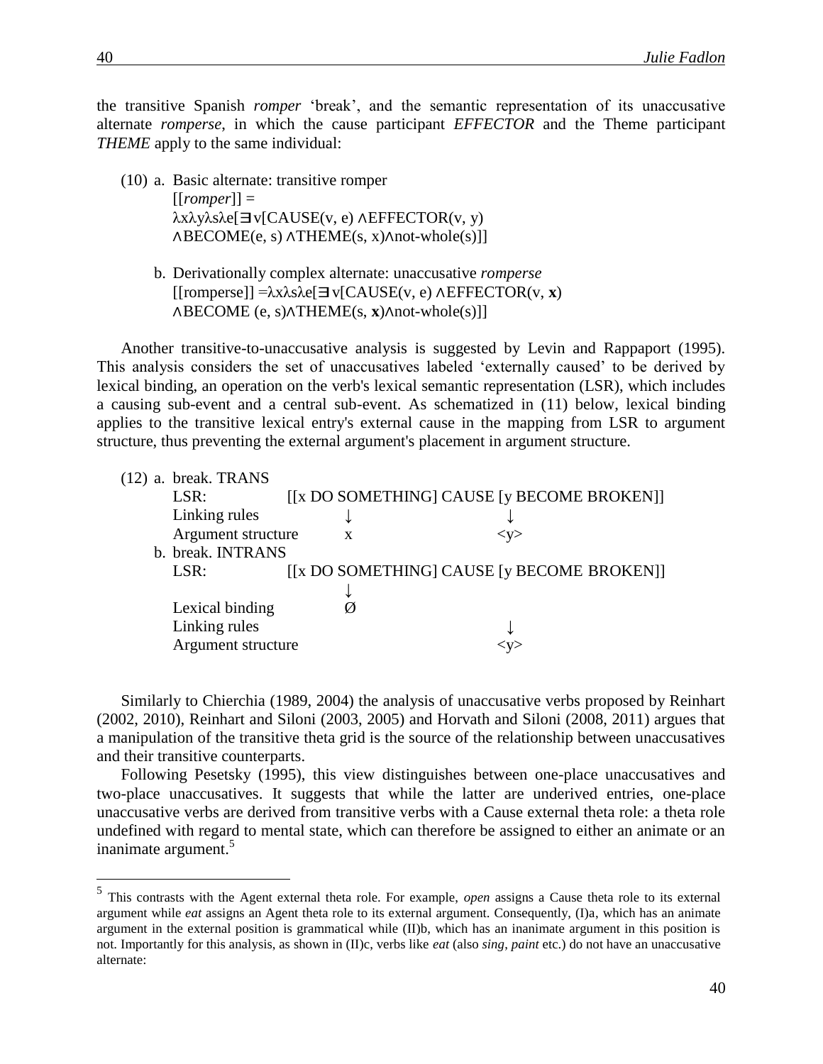the transitive Spanish *romper* 'break', and the semantic representation of its unaccusative alternate *romperse*, in which the cause participant *EFFECTOR* and the Theme participant *THEME* apply to the same individual:

(10) a. Basic alternate: transitive romper
[[*romper*]] =
λxλyλsλe[∃v[CAUSE(v, e) ∧EFFECTOR(v, y)
∧BECOME(e, s) ∧THEME(s, x)∧not-whole(s)]]

b. Derivationally complex alternate: unaccusative *romperse*
[[romperse]] =λxλsλe[∃v[CAUSE(v, e) ∧EFFECTOR(v, **x**)
∧BECOME (e, s)∧THEME(s, **x**)∧not-whole(s)]]

Another transitive-to-unaccusative analysis is suggested by Levin and Rappaport (1995). This analysis considers the set of unaccusatives labeled 'externally caused' to be derived by lexical binding, an operation on the verb's lexical semantic representation (LSR), which includes a causing sub-event and a central sub-event. As schematized in (11) below, lexical binding applies to the transitive lexical entry's external cause in the mapping from LSR to argument structure, thus preventing the external argument's placement in argument structure.

```
(12) a. break. TRANS
        LSR:                [[x DO SOMETHING] CAUSE [y BECOME BROKEN]]
        Linking rules            ↓                         ↓
        Argument structure       x                        <y>
     b. break. INTRANS
        LSR:                [[x DO SOMETHING] CAUSE [y BECOME BROKEN]]
                                 ↓
        Lexical binding          Ø
        Linking rules                                      ↓
        Argument structure                                <y>
```

Similarly to Chierchia (1989, 2004) the analysis of unaccusative verbs proposed by Reinhart (2002, 2010), Reinhart and Siloni (2003, 2005) and Horvath and Siloni (2008, 2011) argues that a manipulation of the transitive theta grid is the source of the relationship between unaccusatives and their transitive counterparts.

Following Pesetsky (1995), this view distinguishes between one-place unaccusatives and two-place unaccusatives. It suggests that while the latter are underived entries, one-place unaccusative verbs are derived from transitive verbs with a Cause external theta role: a theta role undefined with regard to mental state, which can therefore be assigned to either an animate or an inanimate argument.[5]

---

[5] This contrasts with the Agent external theta role. For example, *open* assigns a Cause theta role to its external argument while *eat* assigns an Agent theta role to its external argument. Consequently, (I)a, which has an animate argument in the external position is grammatical while (II)b, which has an inanimate argument in this position is not. Importantly for this analysis, as shown in (II)c, verbs like *eat* (also *sing*, *paint* etc.) do not have an unaccusative alternate: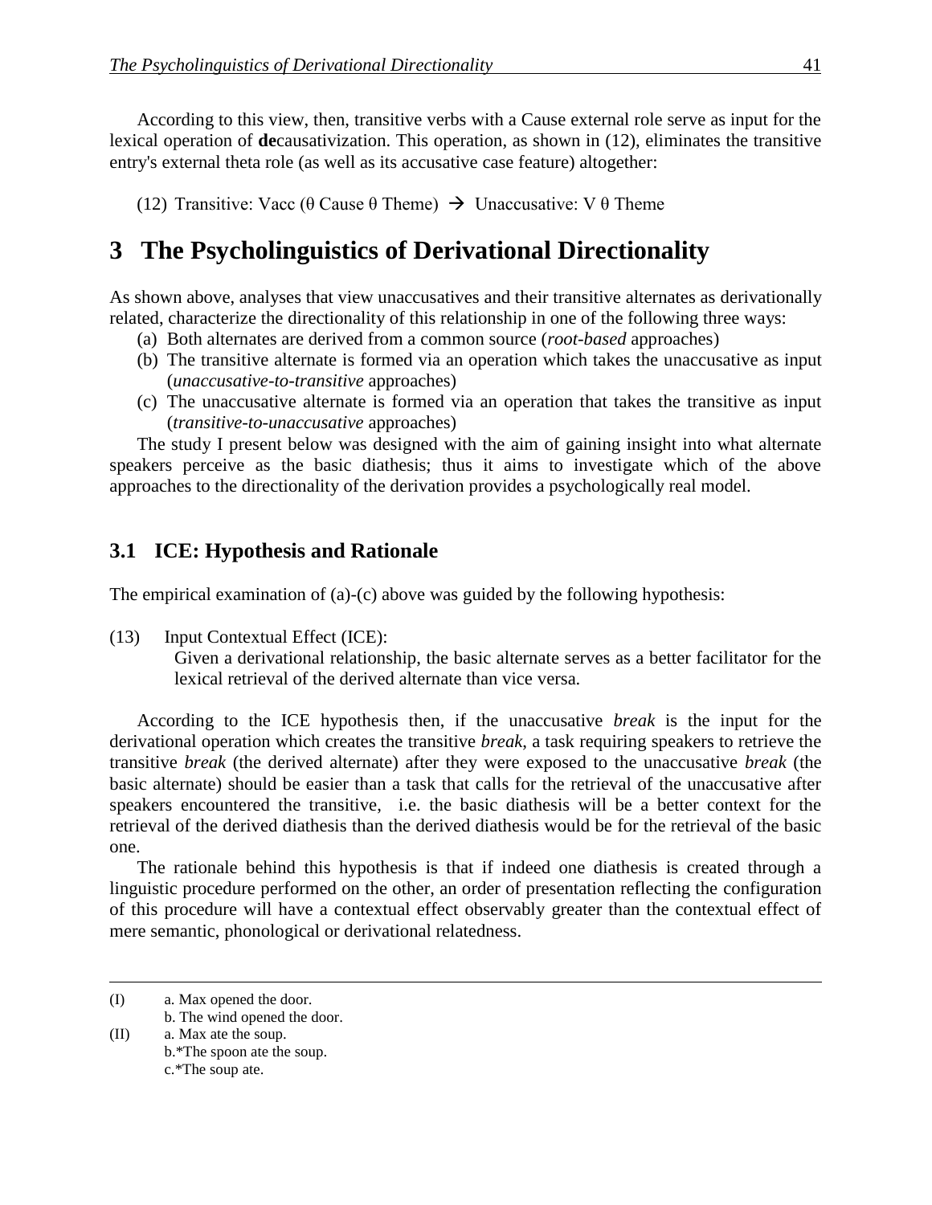According to this view, then, transitive verbs with a Cause external role serve as input for the lexical operation of **de**causativization. This operation, as shown in (12), eliminates the transitive entry's external theta role (as well as its accusative case feature) altogether:

(12) Transitive: Vacc (θ Cause θ Theme) → Unaccusative: V θ Theme

# 3 The Psycholinguistics of Derivational Directionality

As shown above, analyses that view unaccusatives and their transitive alternates as derivationally related, characterize the directionality of this relationship in one of the following three ways:

(a) Both alternates are derived from a common source (*root-based* approaches)
(b) The transitive alternate is formed via an operation which takes the unaccusative as input (*unaccusative-to-transitive* approaches)
(c) The unaccusative alternate is formed via an operation that takes the transitive as input (*transitive-to-unaccusative* approaches)

The study I present below was designed with the aim of gaining insight into what alternate speakers perceive as the basic diathesis; thus it aims to investigate which of the above approaches to the directionality of the derivation provides a psychologically real model.

## 3.1 ICE: Hypothesis and Rationale

The empirical examination of (a)-(c) above was guided by the following hypothesis:

(13) Input Contextual Effect (ICE):
Given a derivational relationship, the basic alternate serves as a better facilitator for the lexical retrieval of the derived alternate than vice versa.

According to the ICE hypothesis then, if the unaccusative *break* is the input for the derivational operation which creates the transitive *break*, a task requiring speakers to retrieve the transitive *break* (the derived alternate) after they were exposed to the unaccusative *break* (the basic alternate) should be easier than a task that calls for the retrieval of the unaccusative after speakers encountered the transitive, i.e. the basic diathesis will be a better context for the retrieval of the derived diathesis than the derived diathesis would be for the retrieval of the basic one.

The rationale behind this hypothesis is that if indeed one diathesis is created through a linguistic procedure performed on the other, an order of presentation reflecting the configuration of this procedure will have a contextual effect observably greater than the contextual effect of mere semantic, phonological or derivational relatedness.

---

(I) a. Max opened the door.
b. The wind opened the door.

(II) a. Max ate the soup.
b.*The spoon ate the soup.
c.*The soup ate.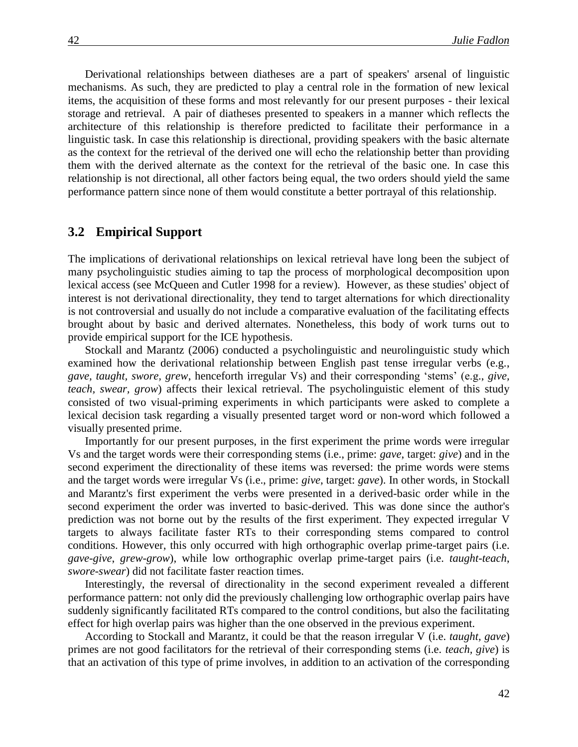Derivational relationships between diatheses are a part of speakers' arsenal of linguistic mechanisms. As such, they are predicted to play a central role in the formation of new lexical items, the acquisition of these forms and most relevantly for our present purposes - their lexical storage and retrieval. A pair of diatheses presented to speakers in a manner which reflects the architecture of this relationship is therefore predicted to facilitate their performance in a linguistic task. In case this relationship is directional, providing speakers with the basic alternate as the context for the retrieval of the derived one will echo the relationship better than providing them with the derived alternate as the context for the retrieval of the basic one. In case this relationship is not directional, all other factors being equal, the two orders should yield the same performance pattern since none of them would constitute a better portrayal of this relationship.

## 3.2 Empirical Support

The implications of derivational relationships on lexical retrieval have long been the subject of many psycholinguistic studies aiming to tap the process of morphological decomposition upon lexical access (see McQueen and Cutler 1998 for a review). However, as these studies' object of interest is not derivational directionality, they tend to target alternations for which directionality is not controversial and usually do not include a comparative evaluation of the facilitating effects brought about by basic and derived alternates. Nonetheless, this body of work turns out to provide empirical support for the ICE hypothesis.

Stockall and Marantz (2006) conducted a psycholinguistic and neurolinguistic study which examined how the derivational relationship between English past tense irregular verbs (e.g., *gave*, *taught*, *swore*, *grew*, henceforth irregular Vs) and their corresponding 'stems' (e.g., *give*, *teach*, *swear*, *grow*) affects their lexical retrieval. The psycholinguistic element of this study consisted of two visual-priming experiments in which participants were asked to complete a lexical decision task regarding a visually presented target word or non-word which followed a visually presented prime.

Importantly for our present purposes, in the first experiment the prime words were irregular Vs and the target words were their corresponding stems (i.e., prime: *gave*, target: *give*) and in the second experiment the directionality of these items was reversed: the prime words were stems and the target words were irregular Vs (i.e., prime: *give*, target: *gave*). In other words, in Stockall and Marantz's first experiment the verbs were presented in a derived-basic order while in the second experiment the order was inverted to basic-derived. This was done since the author's prediction was not borne out by the results of the first experiment. They expected irregular V targets to always facilitate faster RTs to their corresponding stems compared to control conditions. However, this only occurred with high orthographic overlap prime-target pairs (i.e. *gave-give*, *grew-grow*), while low orthographic overlap prime-target pairs (i.e. *taught-teach*, *swore-swear*) did not facilitate faster reaction times.

Interestingly, the reversal of directionality in the second experiment revealed a different performance pattern: not only did the previously challenging low orthographic overlap pairs have suddenly significantly facilitated RTs compared to the control conditions, but also the facilitating effect for high overlap pairs was higher than the one observed in the previous experiment.

According to Stockall and Marantz, it could be that the reason irregular V (i.e. *taught, gave*) primes are not good facilitators for the retrieval of their corresponding stems (i.e. *teach, give*) is that an activation of this type of prime involves, in addition to an activation of the corresponding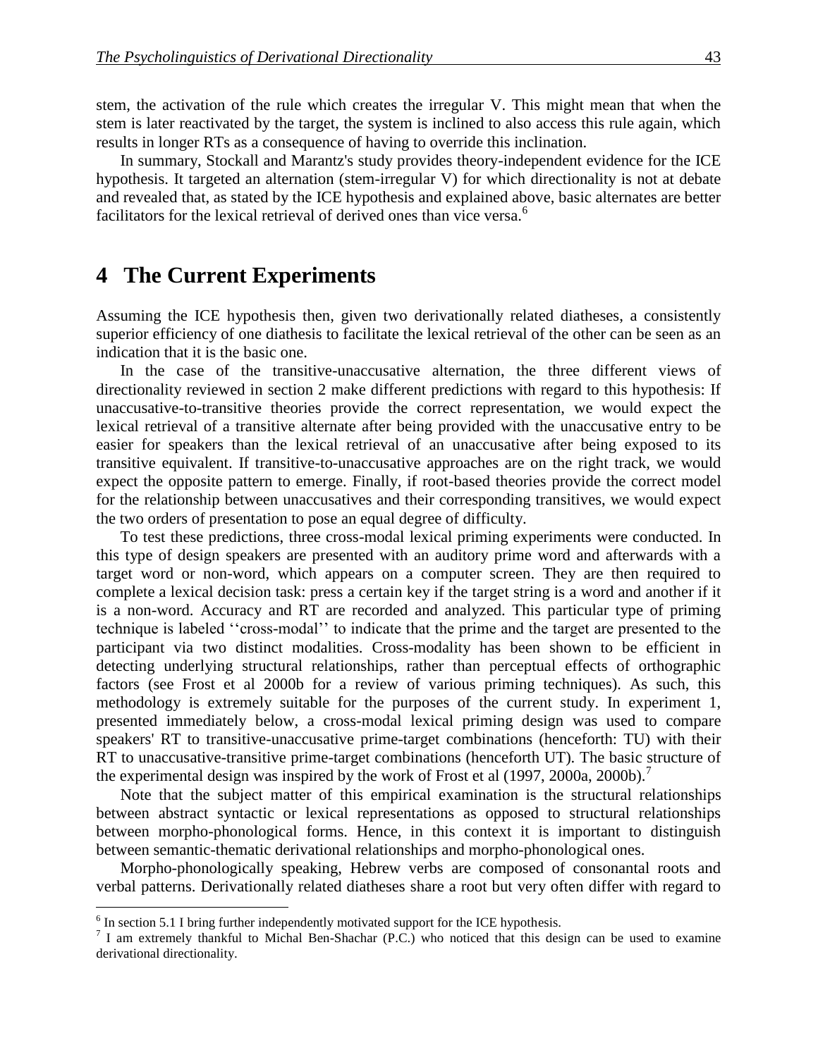stem, the activation of the rule which creates the irregular V. This might mean that when the stem is later reactivated by the target, the system is inclined to also access this rule again, which results in longer RTs as a consequence of having to override this inclination.

In summary, Stockall and Marantz's study provides theory-independent evidence for the ICE hypothesis. It targeted an alternation (stem-irregular V) for which directionality is not at debate and revealed that, as stated by the ICE hypothesis and explained above, basic alternates are better facilitators for the lexical retrieval of derived ones than vice versa.[6]

# 4 The Current Experiments

Assuming the ICE hypothesis then, given two derivationally related diatheses, a consistently superior efficiency of one diathesis to facilitate the lexical retrieval of the other can be seen as an indication that it is the basic one.

In the case of the transitive-unaccusative alternation, the three different views of directionality reviewed in section 2 make different predictions with regard to this hypothesis: If unaccusative-to-transitive theories provide the correct representation, we would expect the lexical retrieval of a transitive alternate after being provided with the unaccusative entry to be easier for speakers than the lexical retrieval of an unaccusative after being exposed to its transitive equivalent. If transitive-to-unaccusative approaches are on the right track, we would expect the opposite pattern to emerge. Finally, if root-based theories provide the correct model for the relationship between unaccusatives and their corresponding transitives, we would expect the two orders of presentation to pose an equal degree of difficulty.

To test these predictions, three cross-modal lexical priming experiments were conducted. In this type of design speakers are presented with an auditory prime word and afterwards with a target word or non-word, which appears on a computer screen. They are then required to complete a lexical decision task: press a certain key if the target string is a word and another if it is a non-word. Accuracy and RT are recorded and analyzed. This particular type of priming technique is labeled ''cross-modal'' to indicate that the prime and the target are presented to the participant via two distinct modalities. Cross-modality has been shown to be efficient in detecting underlying structural relationships, rather than perceptual effects of orthographic factors (see Frost et al 2000b for a review of various priming techniques). As such, this methodology is extremely suitable for the purposes of the current study. In experiment 1, presented immediately below, a cross-modal lexical priming design was used to compare speakers' RT to transitive-unaccusative prime-target combinations (henceforth: TU) with their RT to unaccusative-transitive prime-target combinations (henceforth UT). The basic structure of the experimental design was inspired by the work of Frost et al (1997, 2000a, 2000b).[7]

Note that the subject matter of this empirical examination is the structural relationships between abstract syntactic or lexical representations as opposed to structural relationships between morpho-phonological forms. Hence, in this context it is important to distinguish between semantic-thematic derivational relationships and morpho-phonological ones.

Morpho-phonologically speaking, Hebrew verbs are composed of consonantal roots and verbal patterns. Derivationally related diatheses share a root but very often differ with regard to

---

[6] In section 5.1 I bring further independently motivated support for the ICE hypothesis.

[7] I am extremely thankful to Michal Ben-Shachar (P.C.) who noticed that this design can be used to examine derivational directionality.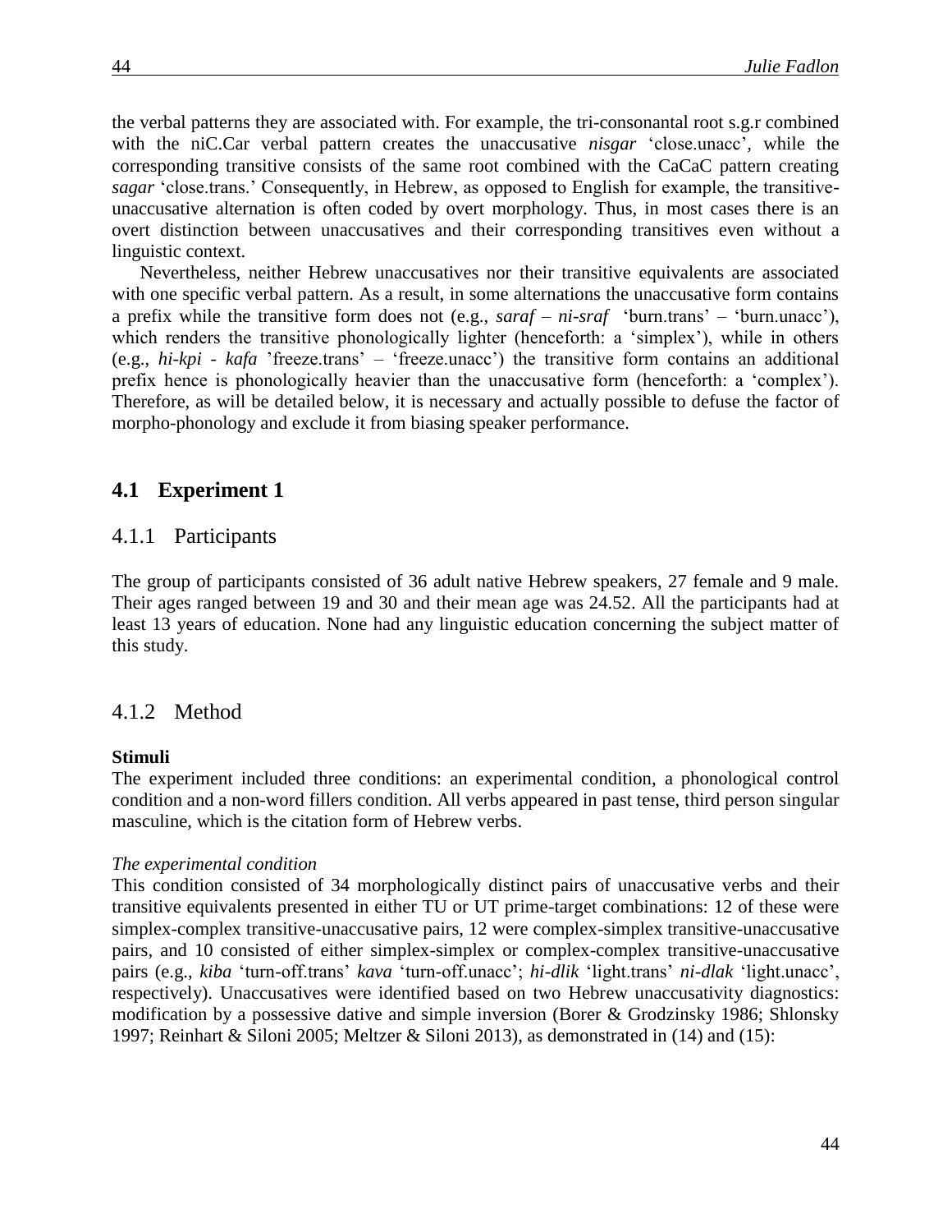the verbal patterns they are associated with. For example, the tri-consonantal root s.g.r combined with the niC.Car verbal pattern creates the unaccusative *nisgar* ‘close.unacc’, while the corresponding transitive consists of the same root combined with the CaCaC pattern creating *sagar* ‘close.trans.’ Consequently, in Hebrew, as opposed to English for example, the transitive-unaccusative alternation is often coded by overt morphology. Thus, in most cases there is an overt distinction between unaccusatives and their corresponding transitives even without a linguistic context.

Nevertheless, neither Hebrew unaccusatives nor their transitive equivalents are associated with one specific verbal pattern. As a result, in some alternations the unaccusative form contains a prefix while the transitive form does not (e.g., *saraf* – *ni-sraf* ‘burn.trans’ – ‘burn.unacc’), which renders the transitive phonologically lighter (henceforth: a ‘simplex’), while in others (e.g., *hi-kpi* - *kafa* ’freeze.trans’ – ‘freeze.unacc’) the transitive form contains an additional prefix hence is phonologically heavier than the unaccusative form (henceforth: a ‘complex’). Therefore, as will be detailed below, it is necessary and actually possible to defuse the factor of morpho-phonology and exclude it from biasing speaker performance.

## 4.1 Experiment 1

### 4.1.1 Participants

The group of participants consisted of 36 adult native Hebrew speakers, 27 female and 9 male. Their ages ranged between 19 and 30 and their mean age was 24.52. All the participants had at least 13 years of education. None had any linguistic education concerning the subject matter of this study.

### 4.1.2 Method

**Stimuli**

The experiment included three conditions: an experimental condition, a phonological control condition and a non-word fillers condition. All verbs appeared in past tense, third person singular masculine, which is the citation form of Hebrew verbs.

*The experimental condition*

This condition consisted of 34 morphologically distinct pairs of unaccusative verbs and their transitive equivalents presented in either TU or UT prime-target combinations: 12 of these were simplex-complex transitive-unaccusative pairs, 12 were complex-simplex transitive-unaccusative pairs, and 10 consisted of either simplex-simplex or complex-complex transitive-unaccusative pairs (e.g., *kiba* ‘turn-off.trans’ *kava* ‘turn-off.unacc’; *hi-dlik* ‘light.trans’ *ni-dlak* ‘light.unacc’, respectively). Unaccusatives were identified based on two Hebrew unaccusativity diagnostics: modification by a possessive dative and simple inversion (Borer & Grodzinsky 1986; Shlonsky 1997; Reinhart & Siloni 2005; Meltzer & Siloni 2013), as demonstrated in (14) and (15):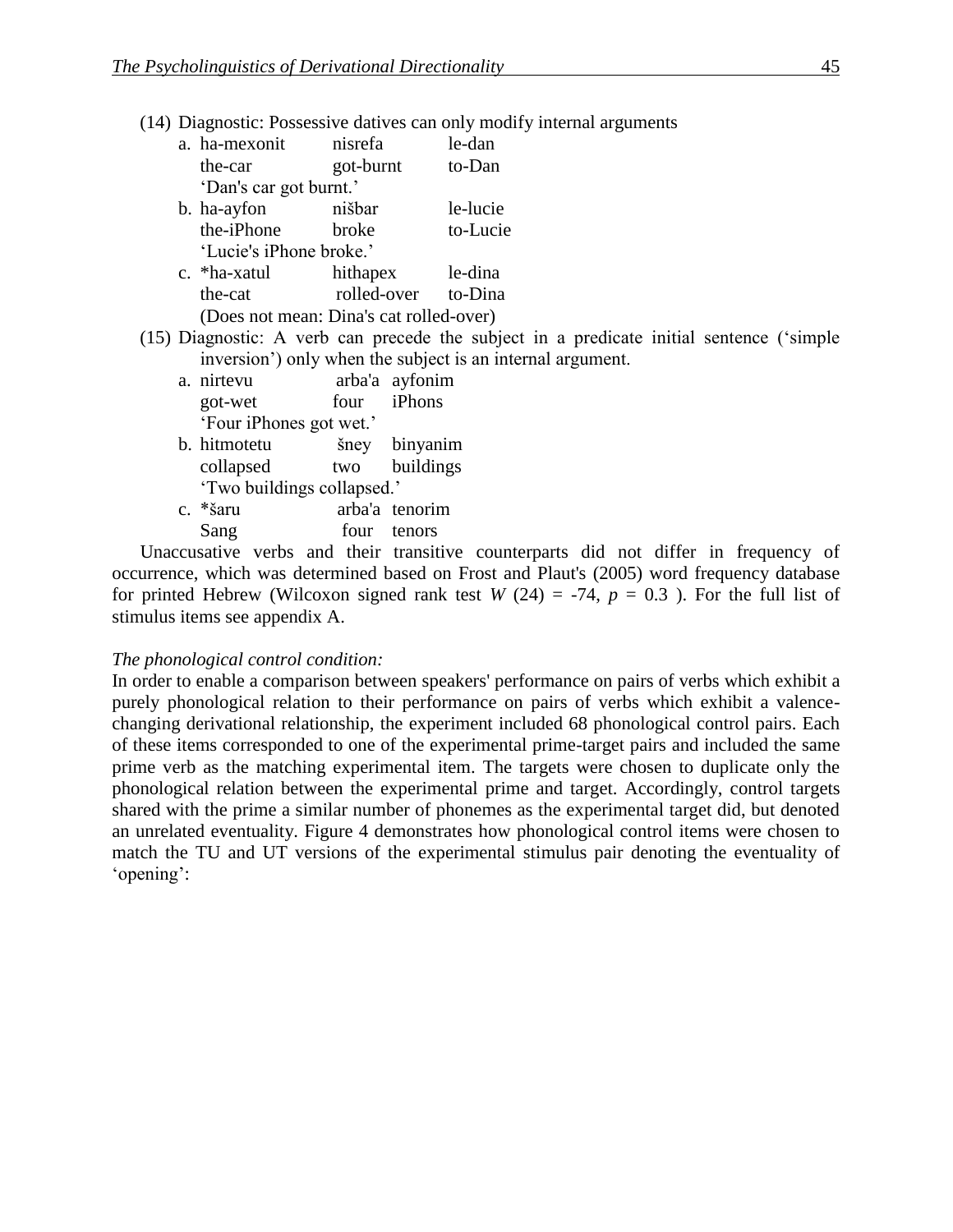(14) Diagnostic: Possessive datives can only modify internal arguments

a. ha-mexonit nisrefa le-dan
   the-car got-burnt to-Dan
   'Dan's car got burnt.'

b. ha-ayfon nišbar le-lucie
   the-iPhone broke to-Lucie
   'Lucie's iPhone broke.'

c. *ha-xatul hithapex le-dina
   the-cat rolled-over to-Dina
   (Does not mean: Dina's cat rolled-over)

(15) Diagnostic: A verb can precede the subject in a predicate initial sentence ('simple inversion') only when the subject is an internal argument.

a. nirtevu arba'a ayfonim
   got-wet four iPhons
   'Four iPhones got wet.'

b. hitmotetu šney binyanim
   collapsed two buildings
   'Two buildings collapsed.'

c. *šaru arba'a tenorim
   Sang four tenors

Unaccusative verbs and their transitive counterparts did not differ in frequency of occurrence, which was determined based on Frost and Plaut's (2005) word frequency database for printed Hebrew (Wilcoxon signed rank test $W$ (24) = -74, $p$ = 0.3 ). For the full list of stimulus items see appendix A.

*The phonological control condition:*

In order to enable a comparison between speakers' performance on pairs of verbs which exhibit a purely phonological relation to their performance on pairs of verbs which exhibit a valence-changing derivational relationship, the experiment included 68 phonological control pairs. Each of these items corresponded to one of the experimental prime-target pairs and included the same prime verb as the matching experimental item. The targets were chosen to duplicate only the phonological relation between the experimental prime and target. Accordingly, control targets shared with the prime a similar number of phonemes as the experimental target did, but denoted an unrelated eventuality. Figure 4 demonstrates how phonological control items were chosen to match the TU and UT versions of the experimental stimulus pair denoting the eventuality of 'opening':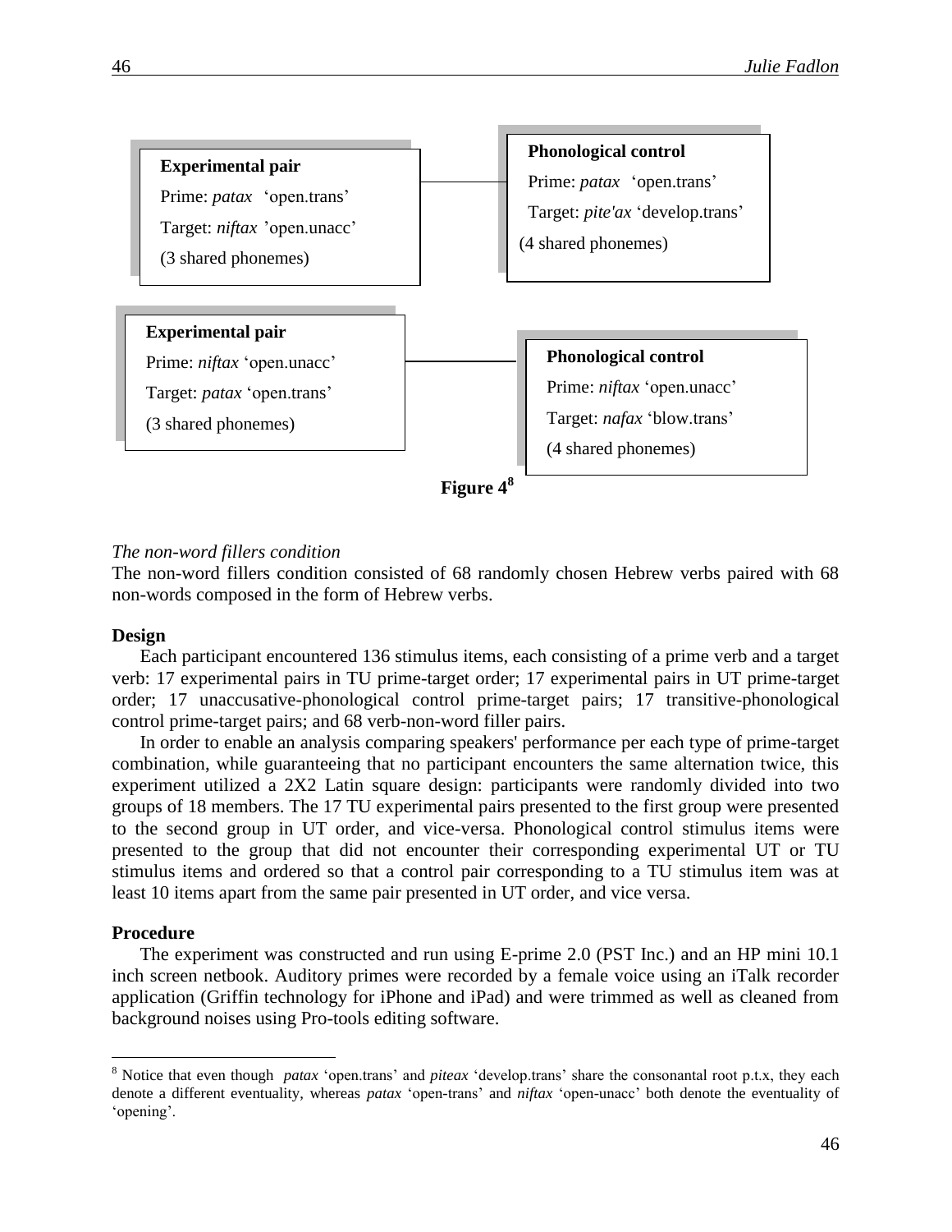**Experimental pair**

Prime: *patax* 'open.trans'

Target: *niftax* 'open.unacc'

(3 shared phonemes)

**Phonological control**

Prime: *patax* 'open.trans'

Target: *pite'ax* 'develop.trans'

(4 shared phonemes)

**Experimental pair**

Prime: *niftax* 'open.unacc'

Target: *patax* 'open.trans'

(3 shared phonemes)

**Phonological control**

Prime: *niftax* 'open.unacc'

Target: *nafax* 'blow.trans'

(4 shared phonemes)

**Figure 4**[8]

*The non-word fillers condition*

The non-word fillers condition consisted of 68 randomly chosen Hebrew verbs paired with 68 non-words composed in the form of Hebrew verbs.

**Design**

Each participant encountered 136 stimulus items, each consisting of a prime verb and a target verb: 17 experimental pairs in TU prime-target order; 17 experimental pairs in UT prime-target order; 17 unaccusative-phonological control prime-target pairs; 17 transitive-phonological control prime-target pairs; and 68 verb-non-word filler pairs.

In order to enable an analysis comparing speakers' performance per each type of prime-target combination, while guaranteeing that no participant encounters the same alternation twice, this experiment utilized a 2X2 Latin square design: participants were randomly divided into two groups of 18 members. The 17 TU experimental pairs presented to the first group were presented to the second group in UT order, and vice-versa. Phonological control stimulus items were presented to the group that did not encounter their corresponding experimental UT or TU stimulus items and ordered so that a control pair corresponding to a TU stimulus item was at least 10 items apart from the same pair presented in UT order, and vice versa.

**Procedure**

The experiment was constructed and run using E-prime 2.0 (PST Inc.) and an HP mini 10.1 inch screen netbook. Auditory primes were recorded by a female voice using an iTalk recorder application (Griffin technology for iPhone and iPad) and were trimmed as well as cleaned from background noises using Pro-tools editing software.

[8] Notice that even though *patax* 'open.trans' and *piteax* 'develop.trans' share the consonantal root p.t.x, they each denote a different eventuality, whereas *patax* 'open-trans' and *niftax* 'open-unacc' both denote the eventuality of 'opening'.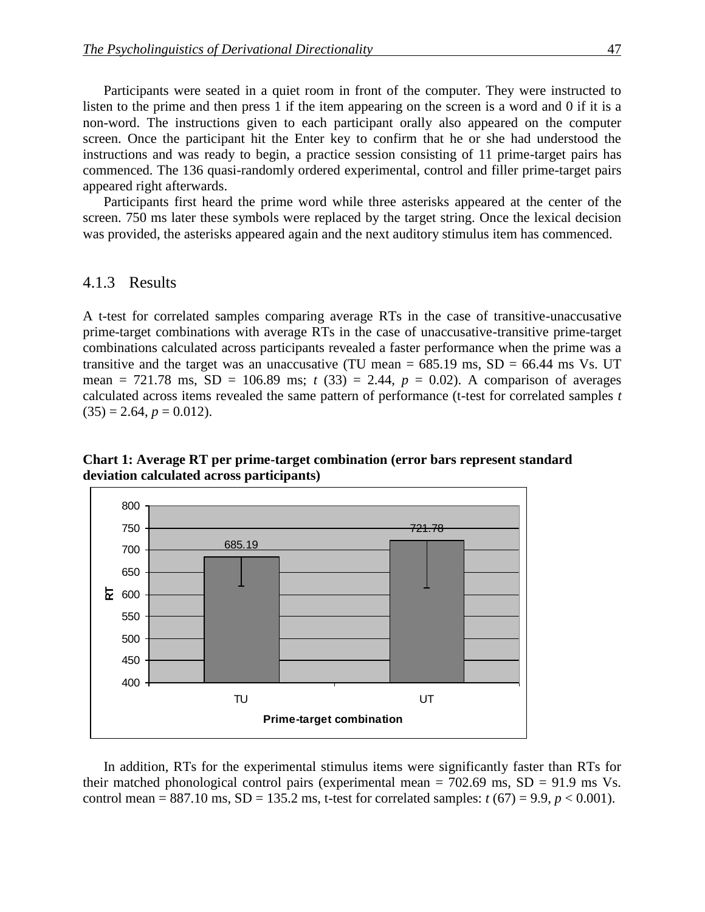Participants were seated in a quiet room in front of the computer. They were instructed to listen to the prime and then press 1 if the item appearing on the screen is a word and 0 if it is a non-word. The instructions given to each participant orally also appeared on the computer screen. Once the participant hit the Enter key to confirm that he or she had understood the instructions and was ready to begin, a practice session consisting of 11 prime-target pairs has commenced. The 136 quasi-randomly ordered experimental, control and filler prime-target pairs appeared right afterwards.

Participants first heard the prime word while three asterisks appeared at the center of the screen. 750 ms later these symbols were replaced by the target string. Once the lexical decision was provided, the asterisks appeared again and the next auditory stimulus item has commenced.

### 4.1.3 Results

A t-test for correlated samples comparing average RTs in the case of transitive-unaccusative prime-target combinations with average RTs in the case of unaccusative-transitive prime-target combinations calculated across participants revealed a faster performance when the prime was a transitive and the target was an unaccusative (TU mean = 685.19 ms, SD = 66.44 ms Vs. UT mean = 721.78 ms, SD = 106.89 ms; $t$ (33) = 2.44, $p$ = 0.02). A comparison of averages calculated across items revealed the same pattern of performance (t-test for correlated samples $t$ (35) = 2.64, $p$ = 0.012).

**Chart 1: Average RT per prime-target combination (error bars represent standard deviation calculated across participants)**

| Prime-target combination | RT |
|---|---|
| TU | 685.19 |
| UT | 721.78 |

In addition, RTs for the experimental stimulus items were significantly faster than RTs for their matched phonological control pairs (experimental mean = 702.69 ms, SD = 91.9 ms Vs. control mean = 887.10 ms, SD = 135.2 ms, t-test for correlated samples: $t$ (67) = 9.9, $p$ < 0.001).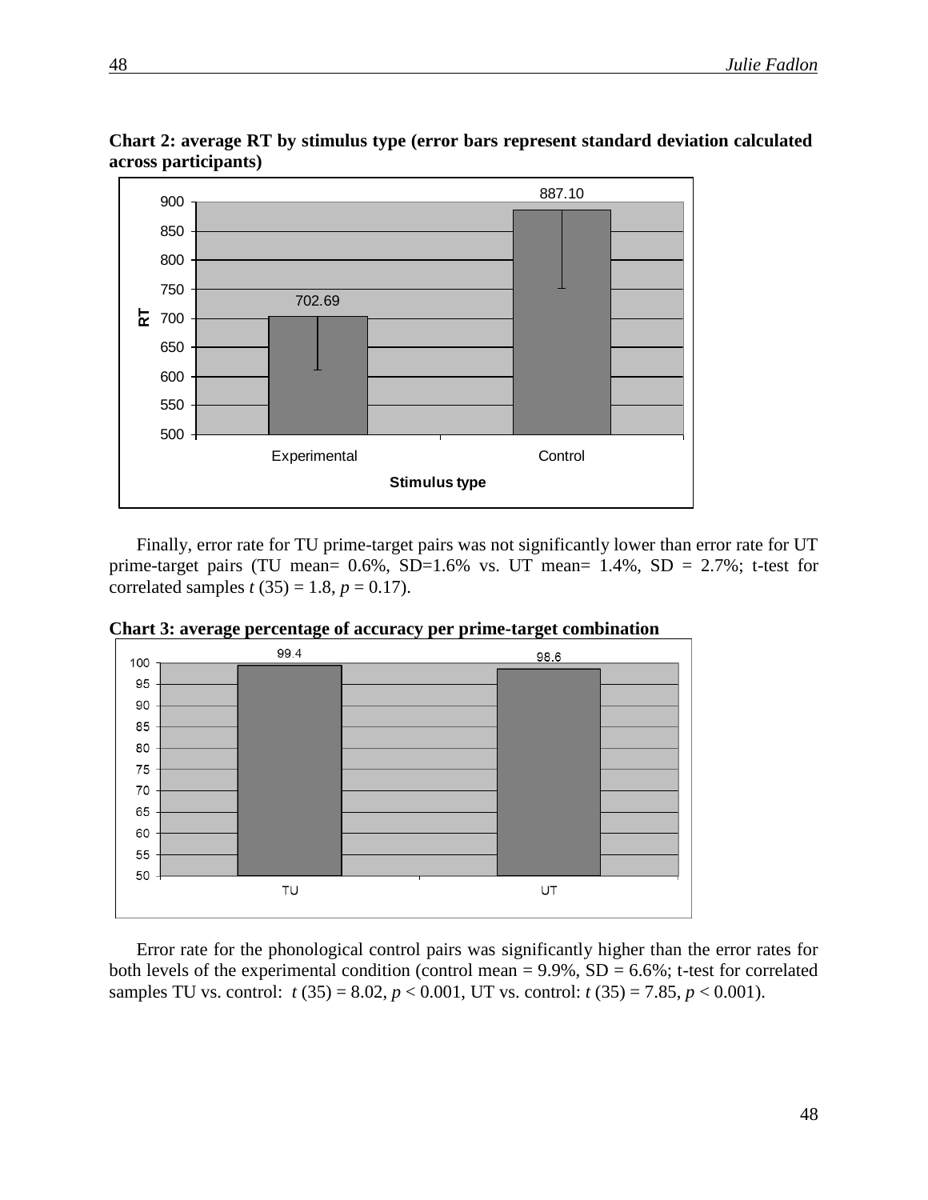**Chart 2: average RT by stimulus type (error bars represent standard deviation calculated across participants)**

Finally, error rate for TU prime-target pairs was not significantly lower than error rate for UT prime-target pairs (TU mean= 0.6%, SD=1.6% vs. UT mean= 1.4%, SD = 2.7%; t-test for correlated samples $t$ (35) = 1.8, $p$ = 0.17).

**Chart 3: average percentage of accuracy per prime-target combination**

Error rate for the phonological control pairs was significantly higher than the error rates for both levels of the experimental condition (control mean = 9.9%, SD = 6.6%; t-test for correlated samples TU vs. control: $t$ (35) = 8.02, $p < 0.001$, UT vs. control: $t$ (35) = 7.85, $p < 0.001$).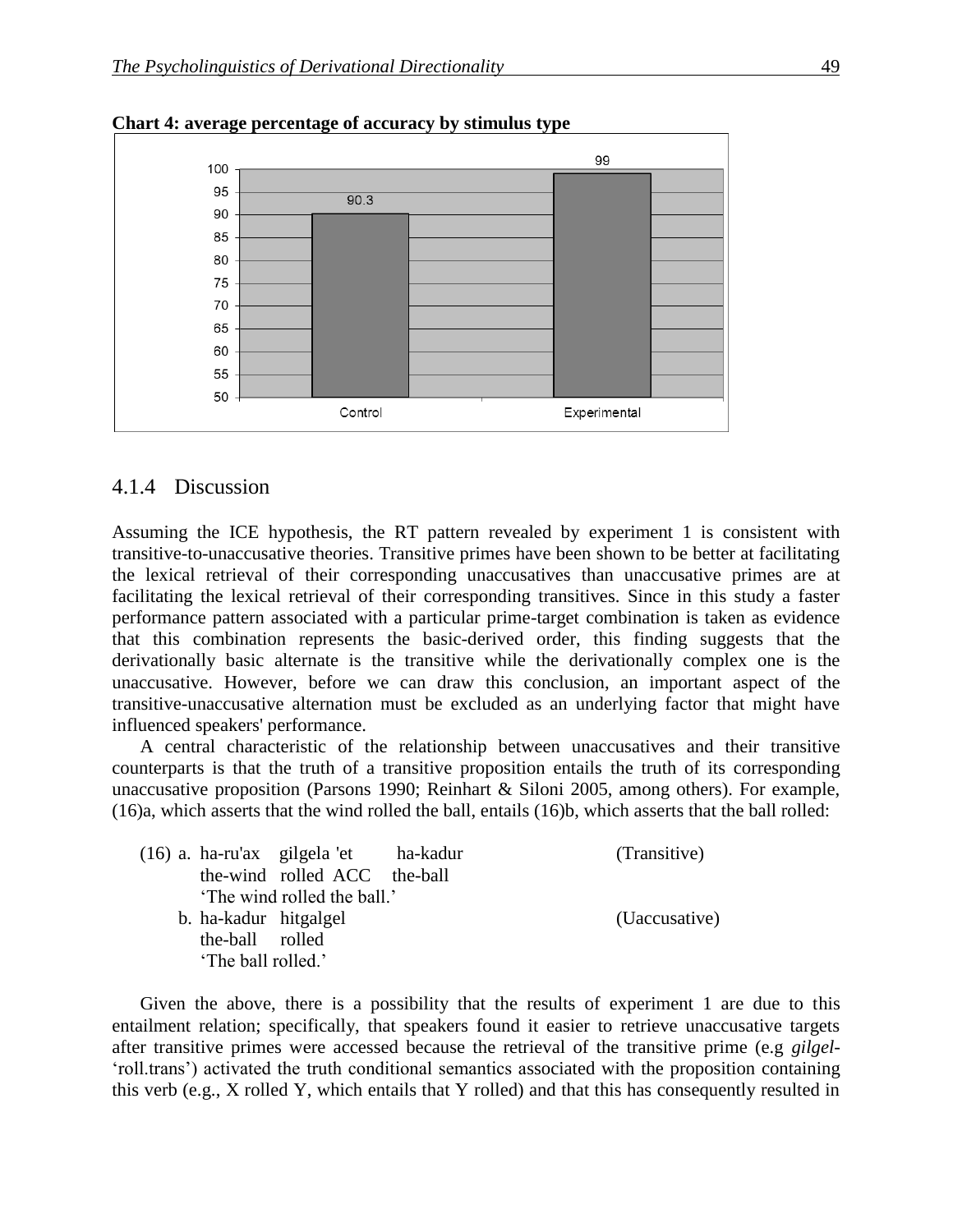**Chart 4: average percentage of accuracy by stimulus type**

| Stimulus type | Accuracy (%) |
|---|---|
| Control | 90.3 |
| Experimental | 99 |

## 4.1.4 Discussion

Assuming the ICE hypothesis, the RT pattern revealed by experiment 1 is consistent with transitive-to-unaccusative theories. Transitive primes have been shown to be better at facilitating the lexical retrieval of their corresponding unaccusatives than unaccusative primes are at facilitating the lexical retrieval of their corresponding transitives. Since in this study a faster performance pattern associated with a particular prime-target combination is taken as evidence that this combination represents the basic-derived order, this finding suggests that the derivationally basic alternate is the transitive while the derivationally complex one is the unaccusative. However, before we can draw this conclusion, an important aspect of the transitive-unaccusative alternation must be excluded as an underlying factor that might have influenced speakers' performance.

A central characteristic of the relationship between unaccusatives and their transitive counterparts is that the truth of a transitive proposition entails the truth of its corresponding unaccusative proposition (Parsons 1990; Reinhart & Siloni 2005, among others). For example, (16)a, which asserts that the wind rolled the ball, entails (16)b, which asserts that the ball rolled:

(16) a. ha-ru'ax gilgela 'et ha-kadur (Transitive)
the-wind rolled ACC the-ball
'The wind rolled the ball.'

b. ha-kadur hitgalgel (Uaccusative)
the-ball rolled
'The ball rolled.'

Given the above, there is a possibility that the results of experiment 1 are due to this entailment relation; specifically, that speakers found it easier to retrieve unaccusative targets after transitive primes were accessed because the retrieval of the transitive prime (e.g *gilgel*- 'roll.trans') activated the truth conditional semantics associated with the proposition containing this verb (e.g., X rolled Y, which entails that Y rolled) and that this has consequently resulted in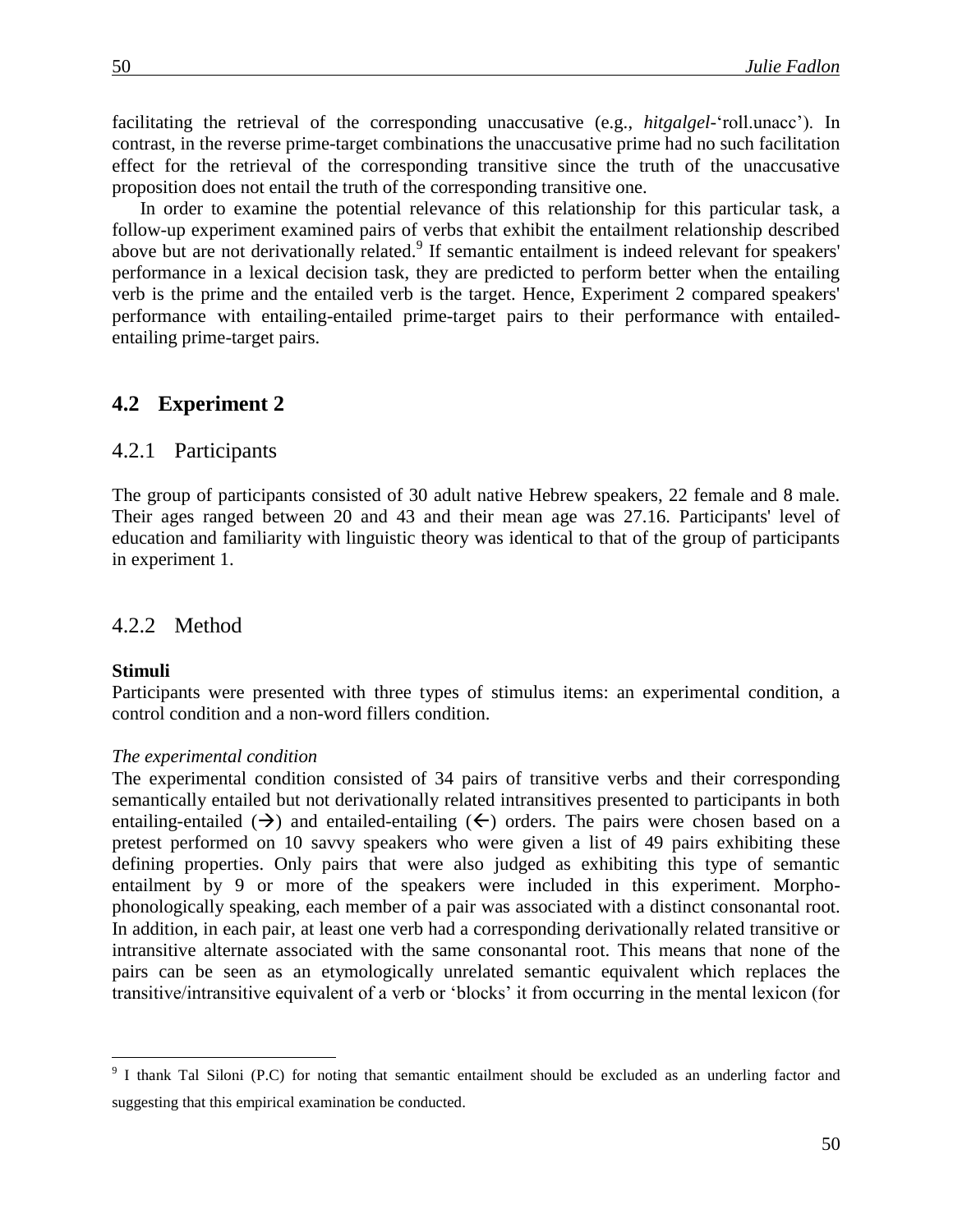facilitating the retrieval of the corresponding unaccusative (e.g., *hitgalgel*-'roll.unacc'). In contrast, in the reverse prime-target combinations the unaccusative prime had no such facilitation effect for the retrieval of the corresponding transitive since the truth of the unaccusative proposition does not entail the truth of the corresponding transitive one.

In order to examine the potential relevance of this relationship for this particular task, a follow-up experiment examined pairs of verbs that exhibit the entailment relationship described above but are not derivationally related.[9] If semantic entailment is indeed relevant for speakers' performance in a lexical decision task, they are predicted to perform better when the entailing verb is the prime and the entailed verb is the target. Hence, Experiment 2 compared speakers' performance with entailing-entailed prime-target pairs to their performance with entailed-entailing prime-target pairs.

## 4.2 Experiment 2

### 4.2.1 Participants

The group of participants consisted of 30 adult native Hebrew speakers, 22 female and 8 male. Their ages ranged between 20 and 43 and their mean age was 27.16. Participants' level of education and familiarity with linguistic theory was identical to that of the group of participants in experiment 1.

### 4.2.2 Method

**Stimuli**

Participants were presented with three types of stimulus items: an experimental condition, a control condition and a non-word fillers condition.

*The experimental condition*

The experimental condition consisted of 34 pairs of transitive verbs and their corresponding semantically entailed but not derivationally related intransitives presented to participants in both entailing-entailed (→) and entailed-entailing (←) orders. The pairs were chosen based on a pretest performed on 10 savvy speakers who were given a list of 49 pairs exhibiting these defining properties. Only pairs that were also judged as exhibiting this type of semantic entailment by 9 or more of the speakers were included in this experiment. Morpho-phonologically speaking, each member of a pair was associated with a distinct consonantal root. In addition, in each pair, at least one verb had a corresponding derivationally related transitive or intransitive alternate associated with the same consonantal root. This means that none of the pairs can be seen as an etymologically unrelated semantic equivalent which replaces the transitive/intransitive equivalent of a verb or 'blocks' it from occurring in the mental lexicon (for

---

[9] I thank Tal Siloni (P.C) for noting that semantic entailment should be excluded as an underling factor and suggesting that this empirical examination be conducted.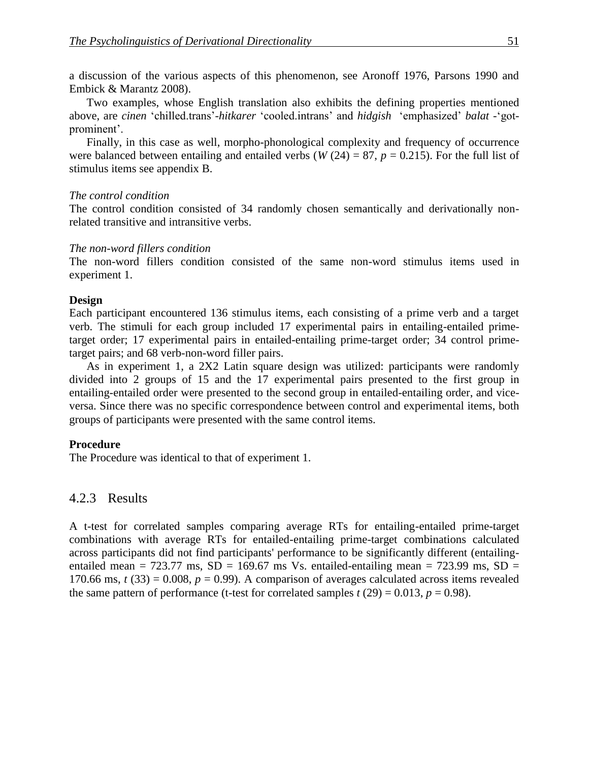a discussion of the various aspects of this phenomenon, see Aronoff 1976, Parsons 1990 and Embick & Marantz 2008).

Two examples, whose English translation also exhibits the defining properties mentioned above, are *cinen* 'chilled.trans'-*hitkarer* 'cooled.intrans' and *hidgish* 'emphasized' *balat* -'got-prominent'.

Finally, in this case as well, morpho-phonological complexity and frequency of occurrence were balanced between entailing and entailed verbs ($W(24) = 87$, $p = 0.215$). For the full list of stimulus items see appendix B.

*The control condition*

The control condition consisted of 34 randomly chosen semantically and derivationally non-related transitive and intransitive verbs.

*The non-word fillers condition*

The non-word fillers condition consisted of the same non-word stimulus items used in experiment 1.

**Design**

Each participant encountered 136 stimulus items, each consisting of a prime verb and a target verb. The stimuli for each group included 17 experimental pairs in entailing-entailed prime-target order; 17 experimental pairs in entailed-entailing prime-target order; 34 control prime-target pairs; and 68 verb-non-word filler pairs.

As in experiment 1, a 2X2 Latin square design was utilized: participants were randomly divided into 2 groups of 15 and the 17 experimental pairs presented to the first group in entailing-entailed order were presented to the second group in entailed-entailing order, and vice-versa. Since there was no specific correspondence between control and experimental items, both groups of participants were presented with the same control items.

**Procedure**

The Procedure was identical to that of experiment 1.

### 4.2.3 Results

A t-test for correlated samples comparing average RTs for entailing-entailed prime-target combinations with average RTs for entailed-entailing prime-target combinations calculated across participants did not find participants' performance to be significantly different (entailing-entailed mean = 723.77 ms, SD = 169.67 ms Vs. entailed-entailing mean = 723.99 ms, SD = 170.66 ms, $t(33) = 0.008$, $p = 0.99$). A comparison of averages calculated across items revealed the same pattern of performance (t-test for correlated samples $t(29) = 0.013$, $p = 0.98$).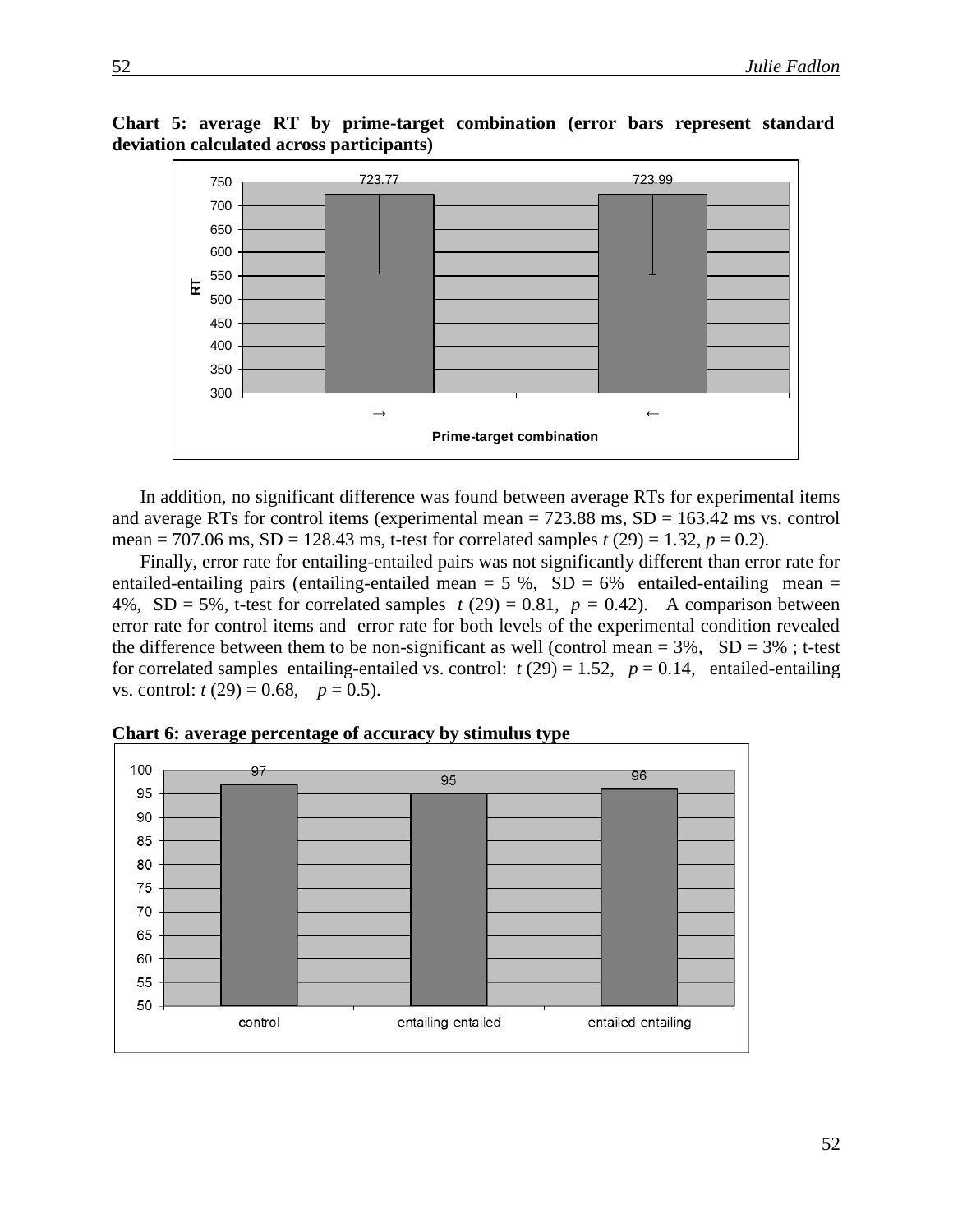**Chart 5: average RT by prime-target combination (error bars represent standard deviation calculated across participants)**

In addition, no significant difference was found between average RTs for experimental items and average RTs for control items (experimental mean = 723.88 ms, SD = 163.42 ms vs. control mean = 707.06 ms, SD = 128.43 ms, t-test for correlated samples $t$ (29) = 1.32, $p$ = 0.2).

Finally, error rate for entailing-entailed pairs was not significantly different than error rate for entailed-entailing pairs (entailing-entailed mean = 5 %, SD = 6% entailed-entailing mean = 4%, SD = 5%, t-test for correlated samples $t$ (29) = 0.81, $p$ = 0.42). A comparison between error rate for control items and error rate for both levels of the experimental condition revealed the difference between them to be non-significant as well (control mean = 3%, SD = 3% ; t-test for correlated samples entailing-entailed vs. control: $t$ (29) = 1.52, $p$ = 0.14, entailed-entailing vs. control: $t$ (29) = 0.68, $p$ = 0.5).

**Chart 6: average percentage of accuracy by stimulus type**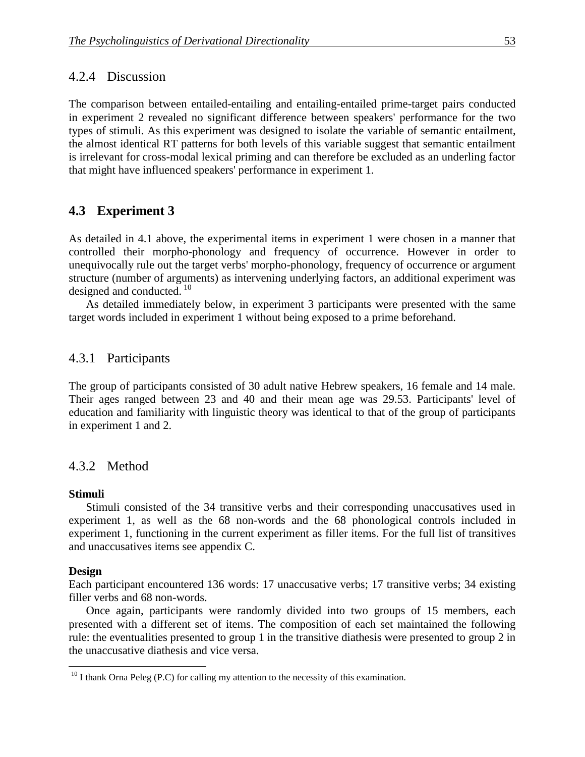### 4.2.4 Discussion

The comparison between entailed-entailing and entailing-entailed prime-target pairs conducted in experiment 2 revealed no significant difference between speakers' performance for the two types of stimuli. As this experiment was designed to isolate the variable of semantic entailment, the almost identical RT patterns for both levels of this variable suggest that semantic entailment is irrelevant for cross-modal lexical priming and can therefore be excluded as an underling factor that might have influenced speakers' performance in experiment 1.

## 4.3 Experiment 3

As detailed in 4.1 above, the experimental items in experiment 1 were chosen in a manner that controlled their morpho-phonology and frequency of occurrence. However in order to unequivocally rule out the target verbs' morpho-phonology, frequency of occurrence or argument structure (number of arguments) as intervening underlying factors, an additional experiment was designed and conducted. [10]

As detailed immediately below, in experiment 3 participants were presented with the same target words included in experiment 1 without being exposed to a prime beforehand.

### 4.3.1 Participants

The group of participants consisted of 30 adult native Hebrew speakers, 16 female and 14 male. Their ages ranged between 23 and 40 and their mean age was 29.53. Participants' level of education and familiarity with linguistic theory was identical to that of the group of participants in experiment 1 and 2.

### 4.3.2 Method

**Stimuli**

Stimuli consisted of the 34 transitive verbs and their corresponding unaccusatives used in experiment 1, as well as the 68 non-words and the 68 phonological controls included in experiment 1, functioning in the current experiment as filler items. For the full list of transitives and unaccusatives items see appendix C.

**Design**

Each participant encountered 136 words: 17 unaccusative verbs; 17 transitive verbs; 34 existing filler verbs and 68 non-words.

Once again, participants were randomly divided into two groups of 15 members, each presented with a different set of items. The composition of each set maintained the following rule: the eventualities presented to group 1 in the transitive diathesis were presented to group 2 in the unaccusative diathesis and vice versa.

[10] I thank Orna Peleg (P.C) for calling my attention to the necessity of this examination.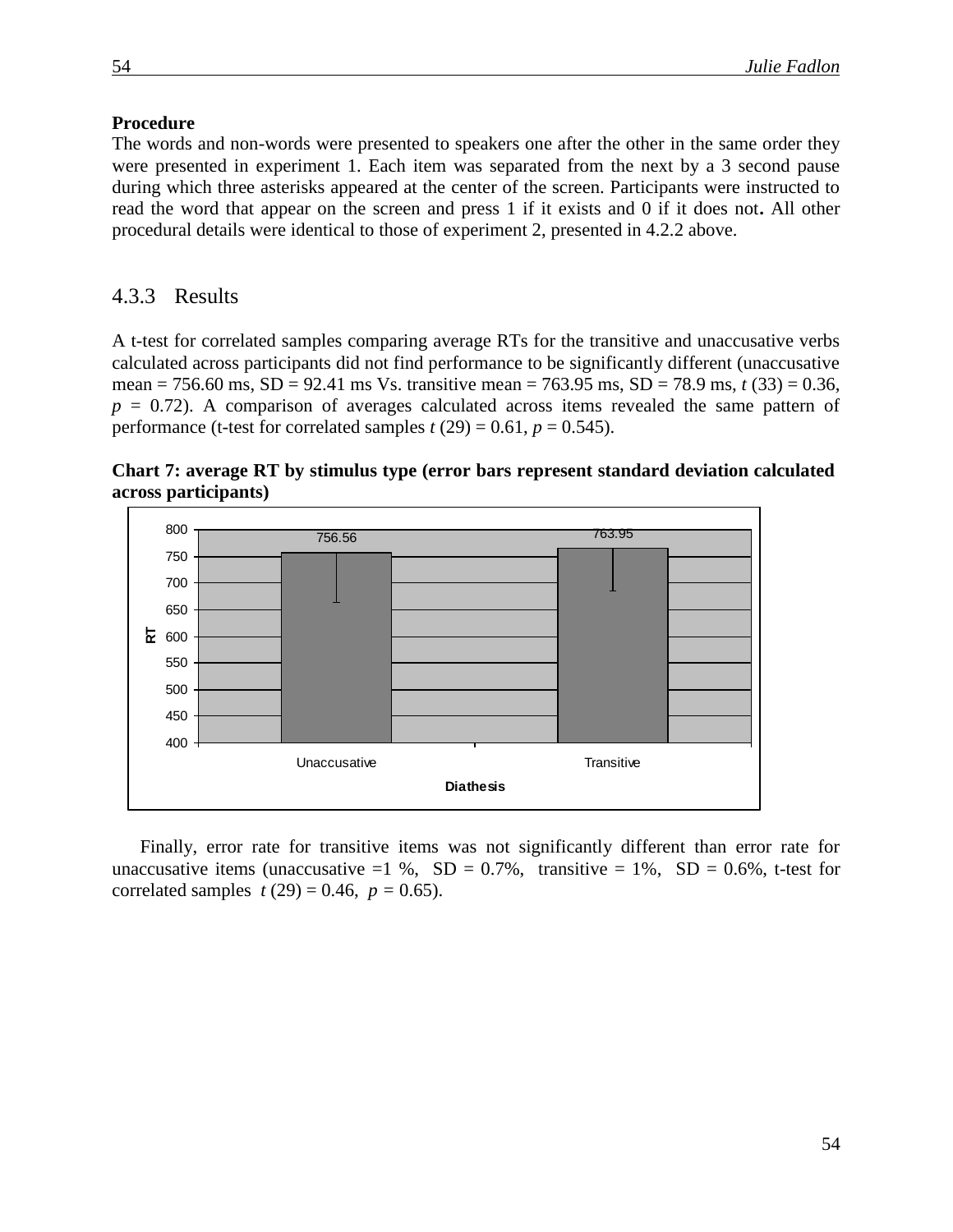**Procedure**

The words and non-words were presented to speakers one after the other in the same order they were presented in experiment 1. Each item was separated from the next by a 3 second pause during which three asterisks appeared at the center of the screen. Participants were instructed to read the word that appear on the screen and press 1 if it exists and 0 if it does not**.** All other procedural details were identical to those of experiment 2, presented in 4.2.2 above.

### 4.3.3 Results

A t-test for correlated samples comparing average RTs for the transitive and unaccusative verbs calculated across participants did not find performance to be significantly different (unaccusative mean = 756.60 ms, SD = 92.41 ms Vs. transitive mean = 763.95 ms, SD = 78.9 ms, $t\ (33) = 0.36$, $p = 0.72$). A comparison of averages calculated across items revealed the same pattern of performance (t-test for correlated samples $t\ (29) = 0.61$, $p = 0.545$).

**Chart 7: average RT by stimulus type (error bars represent standard deviation calculated across participants)**

| Diathesis | RT |
| --- | --- |
| Unaccusative | 756.56 |
| Transitive | 763.95 |

Finally, error rate for transitive items was not significantly different than error rate for unaccusative items (unaccusative =1 %, SD = 0.7%, transitive = 1%, SD = 0.6%, t-test for correlated samples $t\ (29) = 0.46$, $p = 0.65$).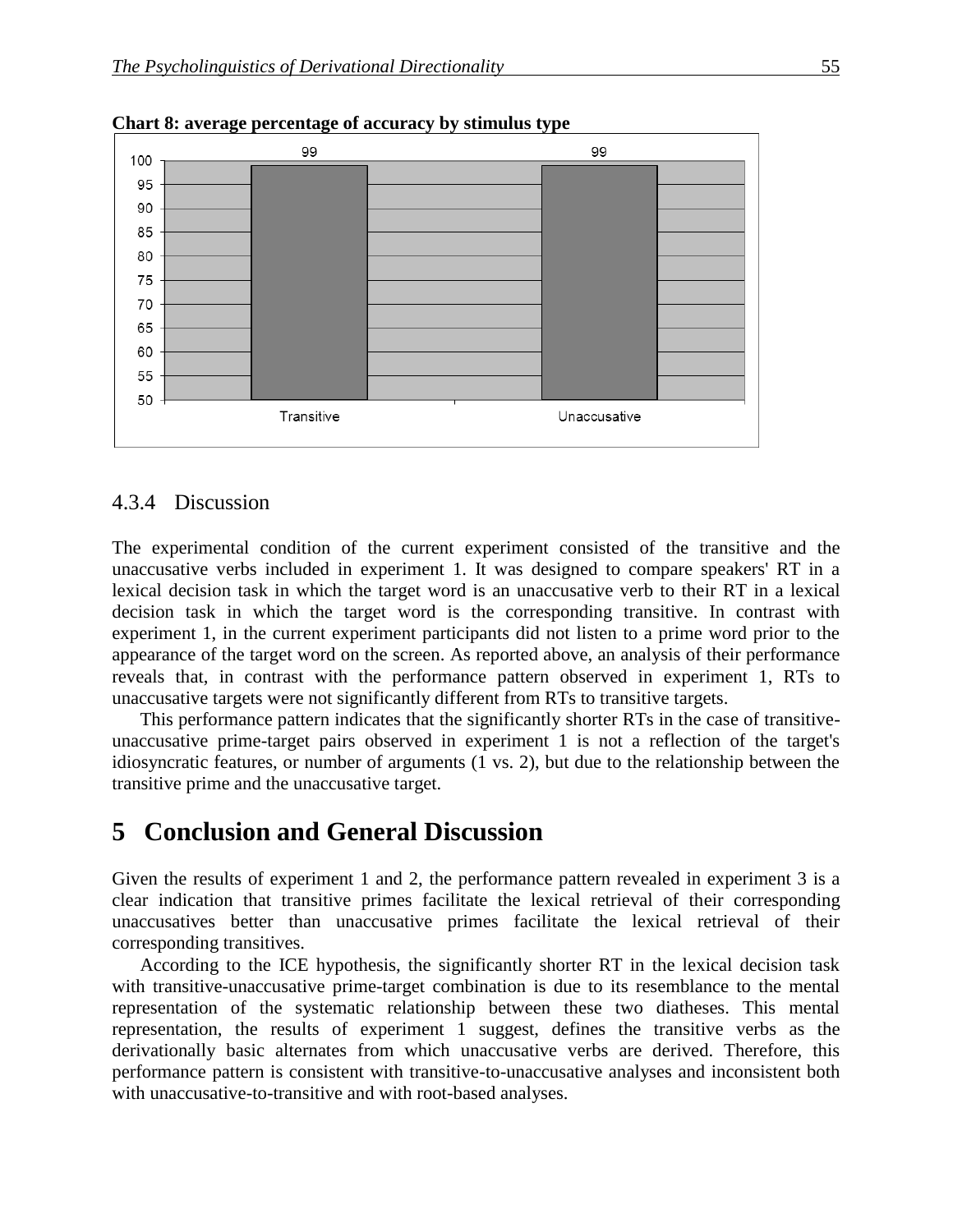**Chart 8: average percentage of accuracy by stimulus type**

### 4.3.4 Discussion

The experimental condition of the current experiment consisted of the transitive and the unaccusative verbs included in experiment 1. It was designed to compare speakers' RT in a lexical decision task in which the target word is an unaccusative verb to their RT in a lexical decision task in which the target word is the corresponding transitive. In contrast with experiment 1, in the current experiment participants did not listen to a prime word prior to the appearance of the target word on the screen. As reported above, an analysis of their performance reveals that, in contrast with the performance pattern observed in experiment 1, RTs to unaccusative targets were not significantly different from RTs to transitive targets.

This performance pattern indicates that the significantly shorter RTs in the case of transitive-unaccusative prime-target pairs observed in experiment 1 is not a reflection of the target's idiosyncratic features, or number of arguments (1 vs. 2), but due to the relationship between the transitive prime and the unaccusative target.

# 5 Conclusion and General Discussion

Given the results of experiment 1 and 2, the performance pattern revealed in experiment 3 is a clear indication that transitive primes facilitate the lexical retrieval of their corresponding unaccusatives better than unaccusative primes facilitate the lexical retrieval of their corresponding transitives.

According to the ICE hypothesis, the significantly shorter RT in the lexical decision task with transitive-unaccusative prime-target combination is due to its resemblance to the mental representation of the systematic relationship between these two diatheses. This mental representation, the results of experiment 1 suggest, defines the transitive verbs as the derivationally basic alternates from which unaccusative verbs are derived. Therefore, this performance pattern is consistent with transitive-to-unaccusative analyses and inconsistent both with unaccusative-to-transitive and with root-based analyses.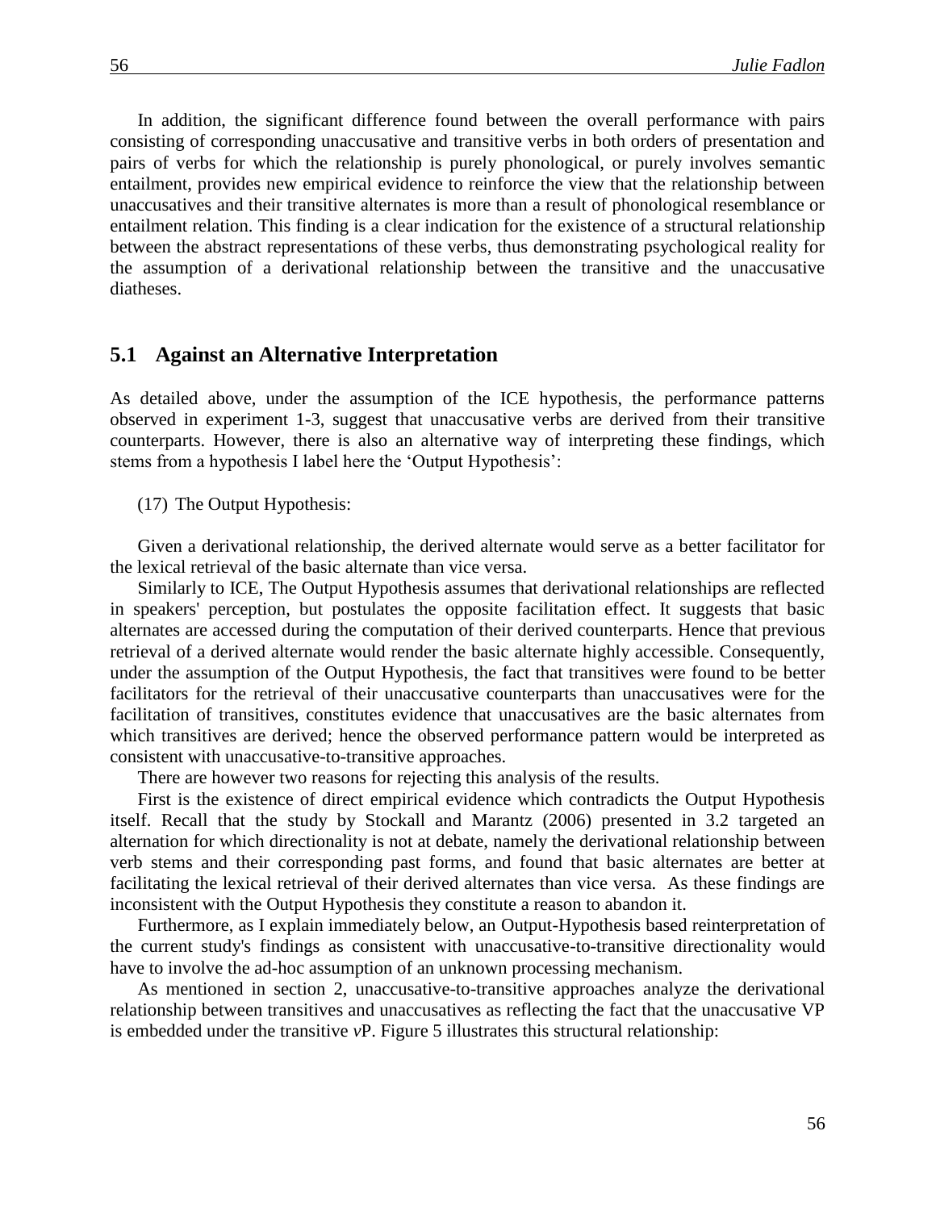In addition, the significant difference found between the overall performance with pairs consisting of corresponding unaccusative and transitive verbs in both orders of presentation and pairs of verbs for which the relationship is purely phonological, or purely involves semantic entailment, provides new empirical evidence to reinforce the view that the relationship between unaccusatives and their transitive alternates is more than a result of phonological resemblance or entailment relation. This finding is a clear indication for the existence of a structural relationship between the abstract representations of these verbs, thus demonstrating psychological reality for the assumption of a derivational relationship between the transitive and the unaccusative diatheses.

## 5.1 Against an Alternative Interpretation

As detailed above, under the assumption of the ICE hypothesis, the performance patterns observed in experiment 1-3, suggest that unaccusative verbs are derived from their transitive counterparts. However, there is also an alternative way of interpreting these findings, which stems from a hypothesis I label here the 'Output Hypothesis':

(17) The Output Hypothesis:

Given a derivational relationship, the derived alternate would serve as a better facilitator for the lexical retrieval of the basic alternate than vice versa.

Similarly to ICE, The Output Hypothesis assumes that derivational relationships are reflected in speakers' perception, but postulates the opposite facilitation effect. It suggests that basic alternates are accessed during the computation of their derived counterparts. Hence that previous retrieval of a derived alternate would render the basic alternate highly accessible. Consequently, under the assumption of the Output Hypothesis, the fact that transitives were found to be better facilitators for the retrieval of their unaccusative counterparts than unaccusatives were for the facilitation of transitives, constitutes evidence that unaccusatives are the basic alternates from which transitives are derived; hence the observed performance pattern would be interpreted as consistent with unaccusative-to-transitive approaches.

There are however two reasons for rejecting this analysis of the results.

First is the existence of direct empirical evidence which contradicts the Output Hypothesis itself. Recall that the study by Stockall and Marantz (2006) presented in 3.2 targeted an alternation for which directionality is not at debate, namely the derivational relationship between verb stems and their corresponding past forms, and found that basic alternates are better at facilitating the lexical retrieval of their derived alternates than vice versa. As these findings are inconsistent with the Output Hypothesis they constitute a reason to abandon it.

Furthermore, as I explain immediately below, an Output-Hypothesis based reinterpretation of the current study's findings as consistent with unaccusative-to-transitive directionality would have to involve the ad-hoc assumption of an unknown processing mechanism.

As mentioned in section 2, unaccusative-to-transitive approaches analyze the derivational relationship between transitives and unaccusatives as reflecting the fact that the unaccusative VP is embedded under the transitive *v*P. Figure 5 illustrates this structural relationship: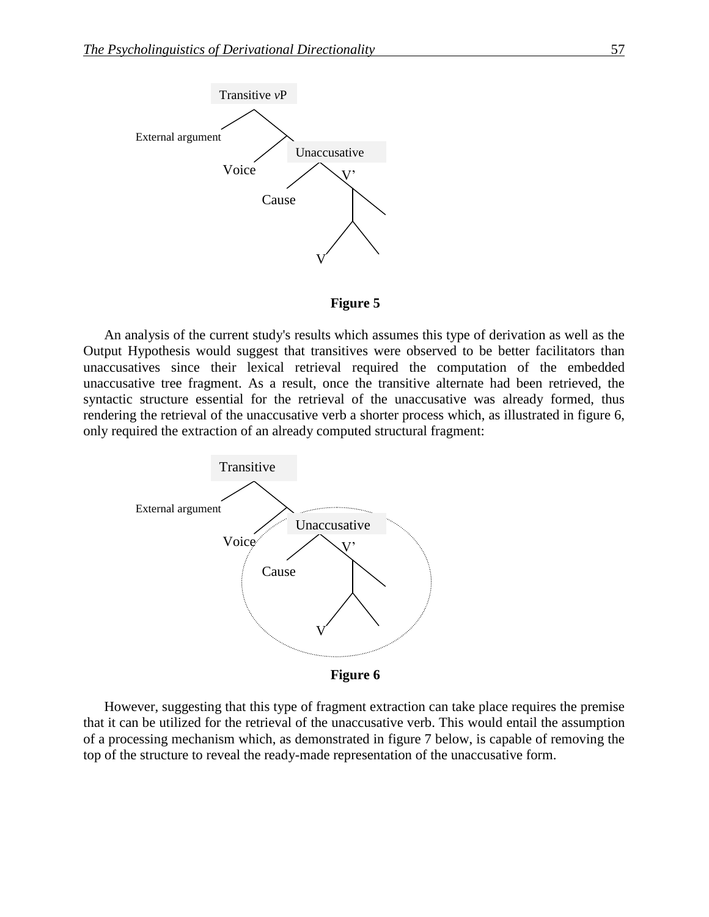**Figure 5**

An analysis of the current study's results which assumes this type of derivation as well as the Output Hypothesis would suggest that transitives were observed to be better facilitators than unaccusatives since their lexical retrieval required the computation of the embedded unaccusative tree fragment. As a result, once the transitive alternate had been retrieved, the syntactic structure essential for the retrieval of the unaccusative was already formed, thus rendering the retrieval of the unaccusative verb a shorter process which, as illustrated in figure 6, only required the extraction of an already computed structural fragment:

**Figure 6**

However, suggesting that this type of fragment extraction can take place requires the premise that it can be utilized for the retrieval of the unaccusative verb. This would entail the assumption of a processing mechanism which, as demonstrated in figure 7 below, is capable of removing the top of the structure to reveal the ready-made representation of the unaccusative form.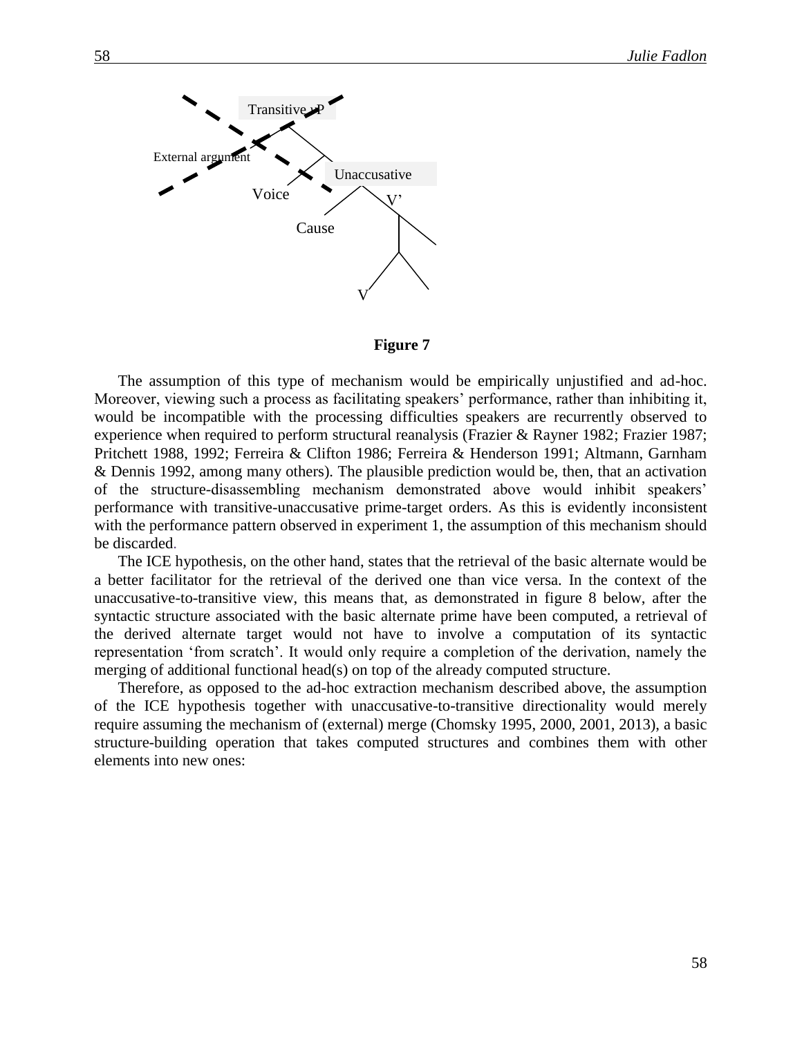**Figure 7**

The assumption of this type of mechanism would be empirically unjustified and ad-hoc. Moreover, viewing such a process as facilitating speakers' performance, rather than inhibiting it, would be incompatible with the processing difficulties speakers are recurrently observed to experience when required to perform structural reanalysis (Frazier & Rayner 1982; Frazier 1987; Pritchett 1988, 1992; Ferreira & Clifton 1986; Ferreira & Henderson 1991; Altmann, Garnham & Dennis 1992, among many others). The plausible prediction would be, then, that an activation of the structure-disassembling mechanism demonstrated above would inhibit speakers' performance with transitive-unaccusative prime-target orders. As this is evidently inconsistent with the performance pattern observed in experiment 1, the assumption of this mechanism should be discarded.

The ICE hypothesis, on the other hand, states that the retrieval of the basic alternate would be a better facilitator for the retrieval of the derived one than vice versa. In the context of the unaccusative-to-transitive view, this means that, as demonstrated in figure 8 below, after the syntactic structure associated with the basic alternate prime have been computed, a retrieval of the derived alternate target would not have to involve a computation of its syntactic representation 'from scratch'. It would only require a completion of the derivation, namely the merging of additional functional head(s) on top of the already computed structure.

Therefore, as opposed to the ad-hoc extraction mechanism described above, the assumption of the ICE hypothesis together with unaccusative-to-transitive directionality would merely require assuming the mechanism of (external) merge (Chomsky 1995, 2000, 2001, 2013), a basic structure-building operation that takes computed structures and combines them with other elements into new ones: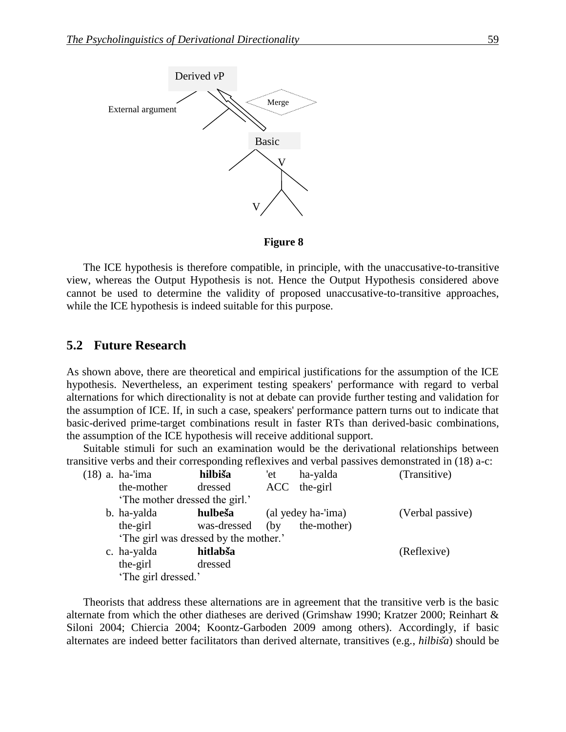Derived *v*P

External argument

Merge

Basic

V

V

**Figure 8**

The ICE hypothesis is therefore compatible, in principle, with the unaccusative-to-transitive view, whereas the Output Hypothesis is not. Hence the Output Hypothesis considered above cannot be used to determine the validity of proposed unaccusative-to-transitive approaches, while the ICE hypothesis is indeed suitable for this purpose.

## 5.2 Future Research

As shown above, there are theoretical and empirical justifications for the assumption of the ICE hypothesis. Nevertheless, an experiment testing speakers' performance with regard to verbal alternations for which directionality is not at debate can provide further testing and validation for the assumption of ICE. If, in such a case, speakers' performance pattern turns out to indicate that basic-derived prime-target combinations result in faster RTs than derived-basic combinations, the assumption of the ICE hypothesis will receive additional support.

Suitable stimuli for such an examination would be the derivational relationships between transitive verbs and their corresponding reflexives and verbal passives demonstrated in (18) a-c:

(18) a. ha-'ima **hilbiša** 'et ha-yalda (Transitive)
the-mother dressed ACC the-girl
'The mother dressed the girl.'

b. ha-yalda **hulbeša** (al yedey ha-'ima) (Verbal passive)
the-girl was-dressed (by the-mother)
'The girl was dressed by the mother.'

c. ha-yalda **hitlabša** (Reflexive)
the-girl dressed
'The girl dressed.'

Theorists that address these alternations are in agreement that the transitive verb is the basic alternate from which the other diatheses are derived (Grimshaw 1990; Kratzer 2000; Reinhart & Siloni 2004; Chiercia 2004; Koontz-Garboden 2009 among others). Accordingly, if basic alternates are indeed better facilitators than derived alternate, transitives (e.g., *hilbiša*) should be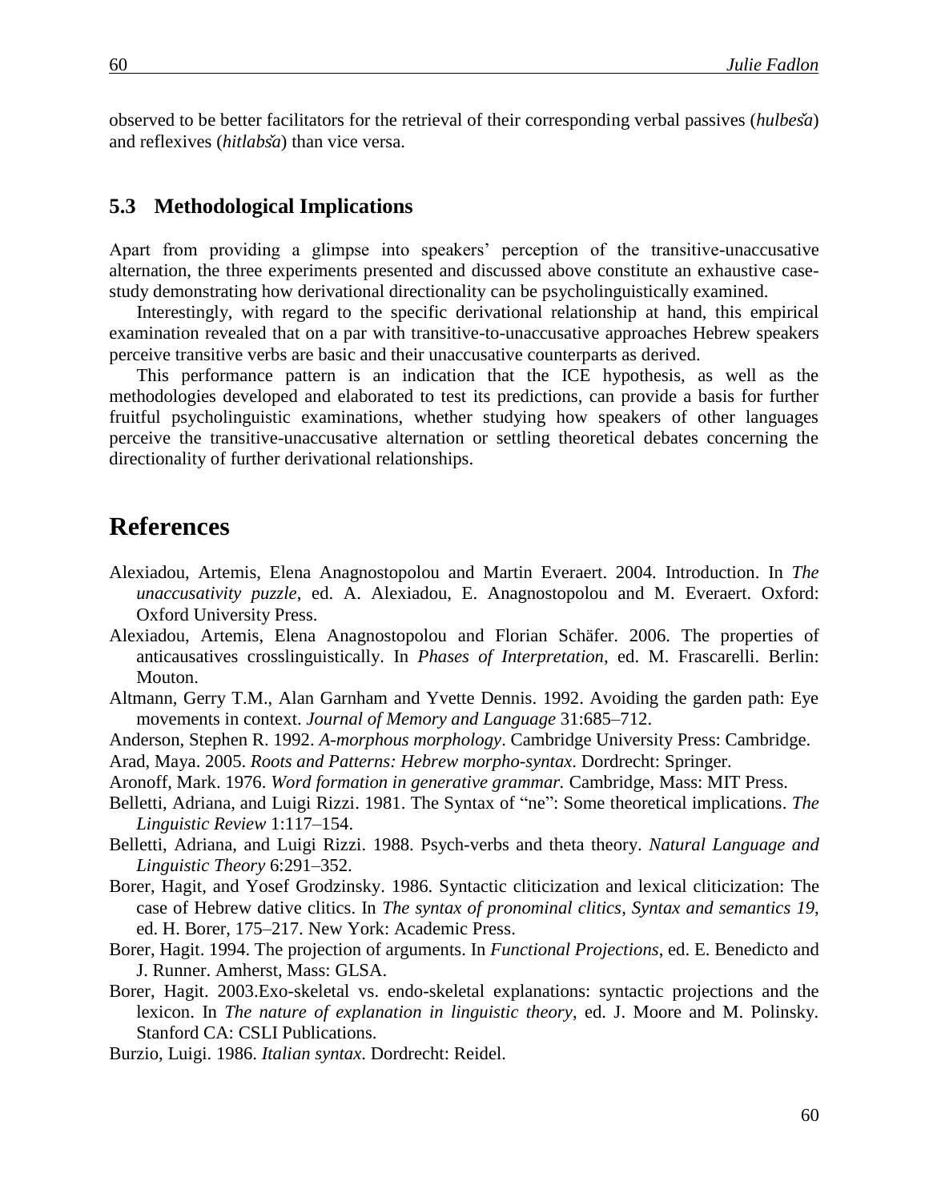observed to be better facilitators for the retrieval of their corresponding verbal passives (*hulbeša*) and reflexives (*hitlabša*) than vice versa.

### 5.3 Methodological Implications

Apart from providing a glimpse into speakers' perception of the transitive-unaccusative alternation, the three experiments presented and discussed above constitute an exhaustive case-study demonstrating how derivational directionality can be psycholinguistically examined.

Interestingly, with regard to the specific derivational relationship at hand, this empirical examination revealed that on a par with transitive-to-unaccusative approaches Hebrew speakers perceive transitive verbs are basic and their unaccusative counterparts as derived.

This performance pattern is an indication that the ICE hypothesis, as well as the methodologies developed and elaborated to test its predictions, can provide a basis for further fruitful psycholinguistic examinations, whether studying how speakers of other languages perceive the transitive-unaccusative alternation or settling theoretical debates concerning the directionality of further derivational relationships.

## References

Alexiadou, Artemis, Elena Anagnostopolou and Martin Everaert. 2004. Introduction. In *The unaccusativity puzzle*, ed. A. Alexiadou, E. Anagnostopolou and M. Everaert. Oxford: Oxford University Press.

Alexiadou, Artemis, Elena Anagnostopolou and Florian Schäfer. 2006. The properties of anticausatives crosslinguistically. In *Phases of Interpretation*, ed. M. Frascarelli. Berlin: Mouton.

Altmann, Gerry T.M., Alan Garnham and Yvette Dennis. 1992. Avoiding the garden path: Eye movements in context. *Journal of Memory and Language* 31:685–712.

Anderson, Stephen R. 1992. *A-morphous morphology*. Cambridge University Press: Cambridge.

Arad, Maya. 2005. *Roots and Patterns: Hebrew morpho-syntax*. Dordrecht: Springer.

Aronoff, Mark. 1976. *Word formation in generative grammar.* Cambridge, Mass: MIT Press.

Belletti, Adriana, and Luigi Rizzi. 1981. The Syntax of "ne": Some theoretical implications. *The Linguistic Review* 1:117–154.

Belletti, Adriana, and Luigi Rizzi. 1988. Psych-verbs and theta theory. *Natural Language and Linguistic Theory* 6:291–352.

Borer, Hagit, and Yosef Grodzinsky. 1986. Syntactic cliticization and lexical cliticization: The case of Hebrew dative clitics. In *The syntax of pronominal clitics*, *Syntax and semantics 19*, ed. H. Borer, 175–217. New York: Academic Press.

Borer, Hagit. 1994. The projection of arguments. In *Functional Projections*, ed. E. Benedicto and J. Runner. Amherst, Mass: GLSA.

Borer, Hagit. 2003.Exo-skeletal vs. endo-skeletal explanations: syntactic projections and the lexicon. In *The nature of explanation in linguistic theory*, ed. J. Moore and M. Polinsky. Stanford CA: CSLI Publications.

Burzio, Luigi. 1986. *Italian syntax*. Dordrecht: Reidel.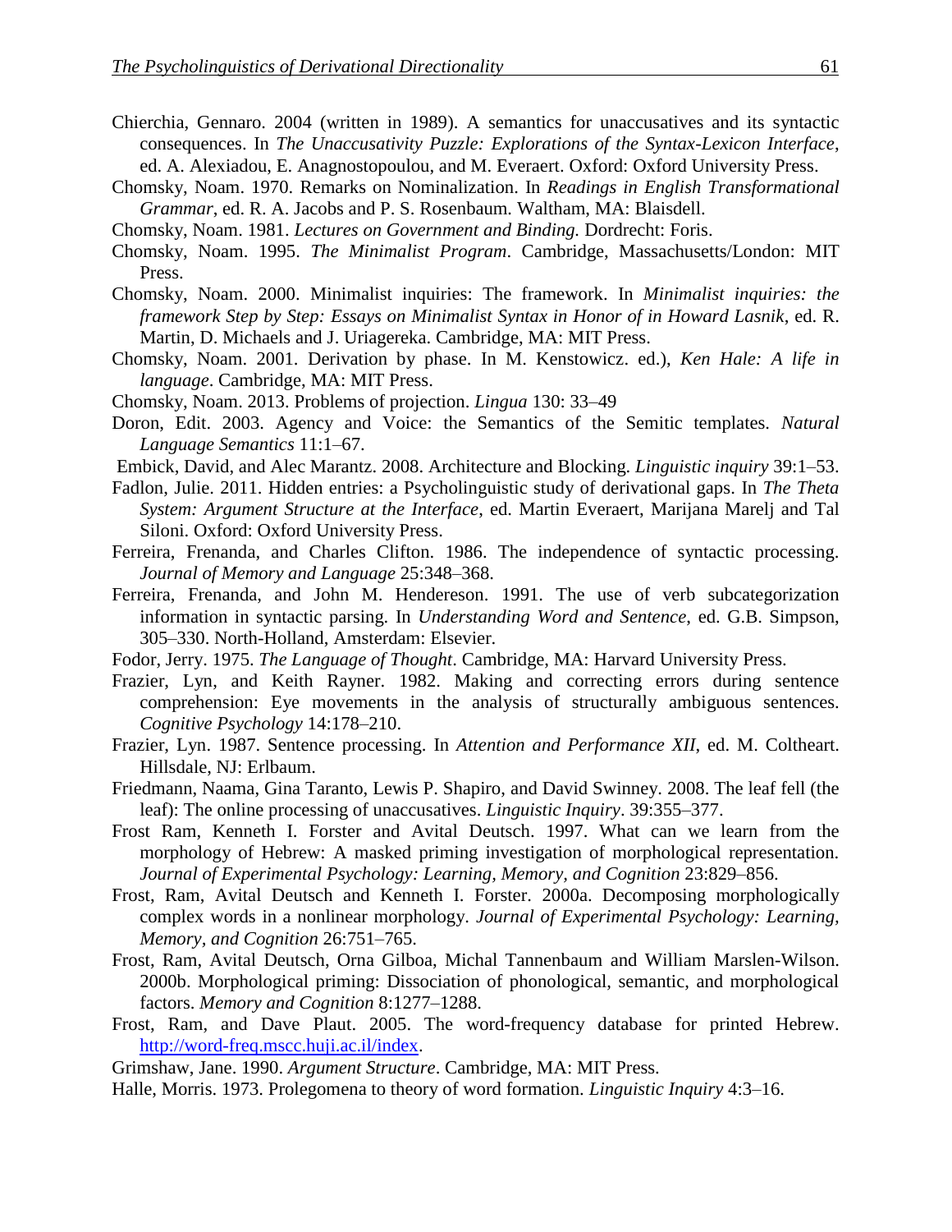Chierchia, Gennaro. 2004 (written in 1989). A semantics for unaccusatives and its syntactic consequences. In *The Unaccusativity Puzzle: Explorations of the Syntax-Lexicon Interface*, ed. A. Alexiadou, E. Anagnostopoulou, and M. Everaert. Oxford: Oxford University Press.

Chomsky, Noam. 1970. Remarks on Nominalization. In *Readings in English Transformational Grammar*, ed. R. A. Jacobs and P. S. Rosenbaum. Waltham, MA: Blaisdell.

Chomsky, Noam. 1981. *Lectures on Government and Binding.* Dordrecht: Foris.

Chomsky, Noam. 1995. *The Minimalist Program*. Cambridge, Massachusetts/London: MIT Press.

Chomsky, Noam. 2000. Minimalist inquiries: The framework. In *Minimalist inquiries: the framework Step by Step: Essays on Minimalist Syntax in Honor of in Howard Lasnik*, ed. R. Martin, D. Michaels and J. Uriagereka. Cambridge, MA: MIT Press.

Chomsky, Noam. 2001. Derivation by phase. In M. Kenstowicz. ed.), *Ken Hale: A life in language*. Cambridge, MA: MIT Press.

Chomsky, Noam. 2013. Problems of projection. *Lingua* 130: 33–49

Doron, Edit. 2003. Agency and Voice: the Semantics of the Semitic templates. *Natural Language Semantics* 11:1–67.

Embick, David, and Alec Marantz. 2008. Architecture and Blocking. *Linguistic inquiry* 39:1–53.

Fadlon, Julie. 2011. Hidden entries: a Psycholinguistic study of derivational gaps. In *The Theta System: Argument Structure at the Interface*, ed. Martin Everaert, Marijana Marelj and Tal Siloni. Oxford: Oxford University Press.

Ferreira, Frenanda, and Charles Clifton. 1986. The independence of syntactic processing. *Journal of Memory and Language* 25:348–368.

Ferreira, Frenanda, and John M. Hendereson. 1991. The use of verb subcategorization information in syntactic parsing. In *Understanding Word and Sentence*, ed. G.B. Simpson, 305–330. North-Holland, Amsterdam: Elsevier.

Fodor, Jerry. 1975. *The Language of Thought*. Cambridge, MA: Harvard University Press.

Frazier, Lyn, and Keith Rayner. 1982. Making and correcting errors during sentence comprehension: Eye movements in the analysis of structurally ambiguous sentences. *Cognitive Psychology* 14:178–210.

Frazier, Lyn. 1987. Sentence processing. In *Attention and Performance XII*, ed. M. Coltheart. Hillsdale, NJ: Erlbaum.

Friedmann, Naama, Gina Taranto, Lewis P. Shapiro, and David Swinney. 2008. The leaf fell (the leaf): The online processing of unaccusatives. *Linguistic Inquiry*. 39:355–377.

Frost Ram, Kenneth I. Forster and Avital Deutsch. 1997. What can we learn from the morphology of Hebrew: A masked priming investigation of morphological representation. *Journal of Experimental Psychology: Learning, Memory, and Cognition* 23:829–856.

Frost, Ram, Avital Deutsch and Kenneth I. Forster. 2000a. Decomposing morphologically complex words in a nonlinear morphology. *Journal of Experimental Psychology: Learning, Memory, and Cognition* 26:751–765.

Frost, Ram, Avital Deutsch, Orna Gilboa, Michal Tannenbaum and William Marslen-Wilson. 2000b. Morphological priming: Dissociation of phonological, semantic, and morphological factors. *Memory and Cognition* 8:1277–1288.

Frost, Ram, and Dave Plaut. 2005. The word-frequency database for printed Hebrew. http://word-freq.mscc.huji.ac.il/index.

Grimshaw, Jane. 1990. *Argument Structure*. Cambridge, MA: MIT Press.

Halle, Morris. 1973. Prolegomena to theory of word formation. *Linguistic Inquiry* 4:3–16.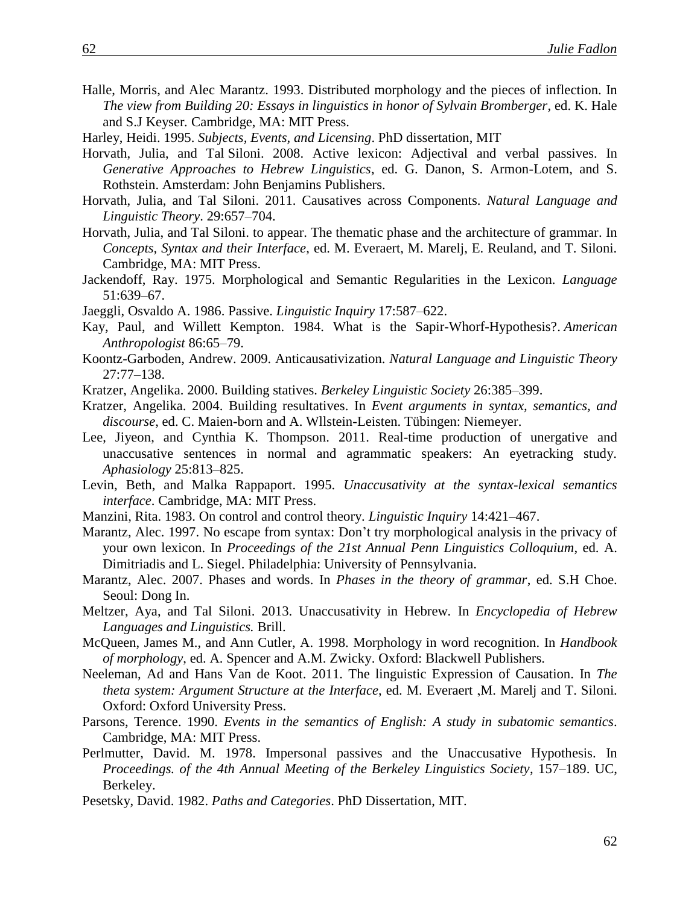Halle, Morris, and Alec Marantz. 1993. Distributed morphology and the pieces of inflection. In *The view from Building 20: Essays in linguistics in honor of Sylvain Bromberger*, ed. K. Hale and S.J Keyser. Cambridge, MA: MIT Press.

Harley, Heidi. 1995. *Subjects, Events, and Licensing*. PhD dissertation, MIT

Horvath, Julia, and Tal Siloni. 2008. Active lexicon: Adjectival and verbal passives. In *Generative Approaches to Hebrew Linguistics*, ed. G. Danon, S. Armon-Lotem, and S. Rothstein. Amsterdam: John Benjamins Publishers.

Horvath, Julia, and Tal Siloni. 2011. Causatives across Components. *Natural Language and Linguistic Theory*. 29:657–704.

Horvath, Julia, and Tal Siloni. to appear. The thematic phase and the architecture of grammar. In *Concepts, Syntax and their Interface*, ed. M. Everaert, M. Marelj, E. Reuland, and T. Siloni. Cambridge, MA: MIT Press.

Jackendoff, Ray. 1975. Morphological and Semantic Regularities in the Lexicon. *Language* 51:639–67.

Jaeggli, Osvaldo A. 1986. Passive. *Linguistic Inquiry* 17:587–622.

Kay, Paul, and Willett Kempton. 1984. What is the Sapir-Whorf-Hypothesis?. *American Anthropologist* 86:65–79.

Koontz-Garboden, Andrew. 2009. Anticausativization. *Natural Language and Linguistic Theory* 27:77–138.

Kratzer, Angelika. 2000. Building statives. *Berkeley Linguistic Society* 26:385–399.

Kratzer, Angelika. 2004. Building resultatives. In *Event arguments in syntax, semantics, and discourse*, ed. C. Maien-born and A. Wllstein-Leisten. Tübingen: Niemeyer.

Lee, Jiyeon, and Cynthia K. Thompson. 2011. Real-time production of unergative and unaccusative sentences in normal and agrammatic speakers: An eyetracking study. *Aphasiology* 25:813–825.

Levin, Beth, and Malka Rappaport. 1995. *Unaccusativity at the syntax-lexical semantics interface*. Cambridge, MA: MIT Press.

Manzini, Rita. 1983. On control and control theory. *Linguistic Inquiry* 14:421–467.

Marantz, Alec. 1997. No escape from syntax: Don't try morphological analysis in the privacy of your own lexicon. In *Proceedings of the 21st Annual Penn Linguistics Colloquium*, ed. A. Dimitriadis and L. Siegel. Philadelphia: University of Pennsylvania.

Marantz, Alec. 2007. Phases and words. In *Phases in the theory of grammar*, ed. S.H Choe. Seoul: Dong In.

Meltzer, Aya, and Tal Siloni. 2013. Unaccusativity in Hebrew. In *Encyclopedia of Hebrew Languages and Linguistics.* Brill.

McQueen, James M., and Ann Cutler, A. 1998. Morphology in word recognition. In *Handbook of morphology*, ed. A. Spencer and A.M. Zwicky. Oxford: Blackwell Publishers.

Neeleman, Ad and Hans Van de Koot. 2011. The linguistic Expression of Causation. In *The theta system: Argument Structure at the Interface*, ed. M. Everaert ,M. Marelj and T. Siloni. Oxford: Oxford University Press.

Parsons, Terence. 1990. *Events in the semantics of English: A study in subatomic semantics*. Cambridge, MA: MIT Press.

Perlmutter, David. M. 1978. Impersonal passives and the Unaccusative Hypothesis. In *Proceedings. of the 4th Annual Meeting of the Berkeley Linguistics Society*, 157–189. UC, Berkeley.

Pesetsky, David. 1982. *Paths and Categories*. PhD Dissertation, MIT.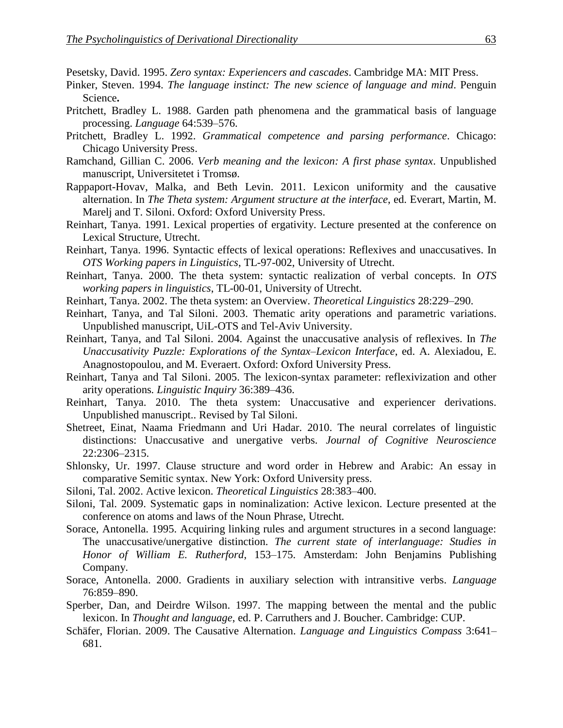Pesetsky, David. 1995. *Zero syntax: Experiencers and cascades*. Cambridge MA: MIT Press.

Pinker, Steven. 1994. *The language instinct: The new science of language and mind*. Penguin Science**.**

Pritchett, Bradley L. 1988. Garden path phenomena and the grammatical basis of language processing. *Language* 64:539–576.

Pritchett, Bradley L. 1992. *Grammatical competence and parsing performance*. Chicago: Chicago University Press.

Ramchand, Gillian C. 2006. *Verb meaning and the lexicon: A first phase syntax*. Unpublished manuscript, Universitetet i Tromsø.

Rappaport-Hovav, Malka, and Beth Levin. 2011. Lexicon uniformity and the causative alternation. In *The Theta system: Argument structure at the interface*, ed. Everart, Martin, M. Marelj and T. Siloni. Oxford: Oxford University Press.

Reinhart, Tanya. 1991. Lexical properties of ergativity. Lecture presented at the conference on Lexical Structure, Utrecht.

Reinhart, Tanya. 1996. Syntactic effects of lexical operations: Reflexives and unaccusatives. In *OTS Working papers in Linguistics*, TL-97-002, University of Utrecht.

Reinhart, Tanya. 2000. The theta system: syntactic realization of verbal concepts. In *OTS working papers in linguistics*, TL-00-01, University of Utrecht.

Reinhart, Tanya. 2002. The theta system: an Overview. *Theoretical Linguistics* 28:229–290.

Reinhart, Tanya, and Tal Siloni. 2003. Thematic arity operations and parametric variations. Unpublished manuscript, UiL-OTS and Tel-Aviv University.

Reinhart, Tanya, and Tal Siloni. 2004. Against the unaccusative analysis of reflexives. In *The Unaccusativity Puzzle: Explorations of the Syntax–Lexicon Interface*, ed. A. Alexiadou, E. Anagnostopoulou, and M. Everaert. Oxford: Oxford University Press.

Reinhart, Tanya and Tal Siloni. 2005. The lexicon-syntax parameter: reflexivization and other arity operations. *Linguistic Inquiry* 36:389–436.

Reinhart, Tanya. 2010. The theta system: Unaccusative and experiencer derivations. Unpublished manuscript.. Revised by Tal Siloni.

Shetreet, Einat, Naama Friedmann and Uri Hadar. 2010. The neural correlates of linguistic distinctions: Unaccusative and unergative verbs. *Journal of Cognitive Neuroscience* 22:2306–2315.

Shlonsky, Ur. 1997. Clause structure and word order in Hebrew and Arabic: An essay in comparative Semitic syntax. New York: Oxford University press.

Siloni, Tal. 2002. Active lexicon. *Theoretical Linguistics* 28:383–400.

Siloni, Tal. 2009. Systematic gaps in nominalization: Active lexicon. Lecture presented at the conference on atoms and laws of the Noun Phrase, Utrecht.

Sorace, Antonella. 1995. Acquiring linking rules and argument structures in a second language: The unaccusative/unergative distinction. *The current state of interlanguage: Studies in Honor of William E. Rutherford*, 153–175. Amsterdam: John Benjamins Publishing Company.

Sorace, Antonella. 2000. Gradients in auxiliary selection with intransitive verbs. *Language* 76:859–890.

Sperber, Dan, and Deirdre Wilson. 1997. The mapping between the mental and the public lexicon. In *Thought and language*, ed. P. Carruthers and J. Boucher. Cambridge: CUP.

Schäfer, Florian. 2009. The Causative Alternation. *Language and Linguistics Compass* 3:641–681.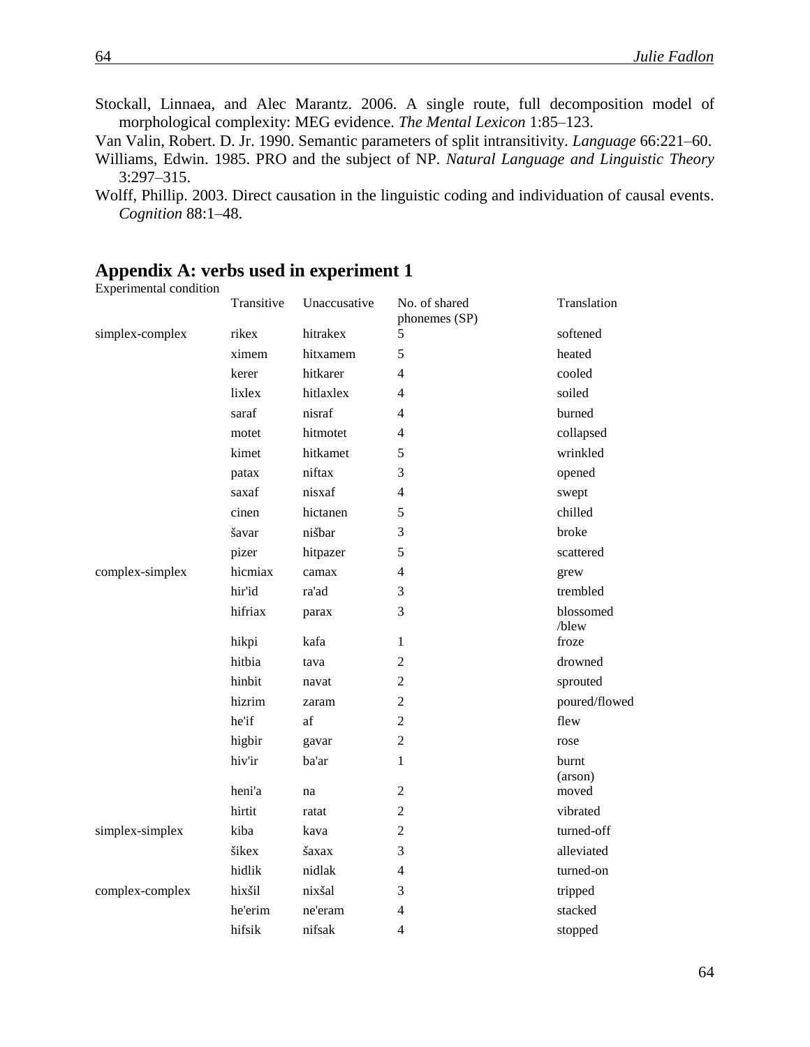Stockall, Linnaea, and Alec Marantz. 2006. A single route, full decomposition model of morphological complexity: MEG evidence. *The Mental Lexicon* 1:85–123.

Van Valin, Robert. D. Jr. 1990. Semantic parameters of split intransitivity. *Language* 66:221–60.

Williams, Edwin. 1985. PRO and the subject of NP. *Natural Language and Linguistic Theory* 3:297–315.

Wolff, Phillip. 2003. Direct causation in the linguistic coding and individuation of causal events. *Cognition* 88:1–48.

## Appendix A: verbs used in experiment 1

| Experimental condition | Transitive | Unaccusative | No. of shared phonemes (SP) | Translation |
|---|---|---|---|---|
| simplex-complex | rikex | hitrakex | 5 | softened |
| | ximem | hitxamem | 5 | heated |
| | kerer | hitkarer | 4 | cooled |
| | lixlex | hitlaxlex | 4 | soiled |
| | saraf | nisraf | 4 | burned |
| | motet | hitmotet | 4 | collapsed |
| | kimet | hitkamet | 5 | wrinkled |
| | patax | niftax | 3 | opened |
| | saxaf | nisxaf | 4 | swept |
| | cinen | hictanen | 5 | chilled |
| | šavar | nišbar | 3 | broke |
| | pizer | hitpazer | 5 | scattered |
| complex-simplex | hicmiax | camax | 4 | grew |
| | hir'id | ra'ad | 3 | trembled |
| | hifriax | parax | 3 | blossomed /blew |
| | hikpi | kafa | 1 | froze |
| | hitbia | tava | 2 | drowned |
| | hinbit | navat | 2 | sprouted |
| | hizrim | zaram | 2 | poured/flowed |
| | he'if | af | 2 | flew |
| | higbir | gavar | 2 | rose |
| | hiv'ir | ba'ar | 1 | burnt (arson) |
| | heni'a | na | 2 | moved |
| | hirtit | ratat | 2 | vibrated |
| simplex-simplex | kiba | kava | 2 | turned-off |
| | šikex | šaxax | 3 | alleviated |
| | hidlik | nidlak | 4 | turned-on |
| complex-complex | hixšil | nixšal | 3 | tripped |
| | he'erim | ne'eram | 4 | stacked |
| | hifsik | nifsak | 4 | stopped |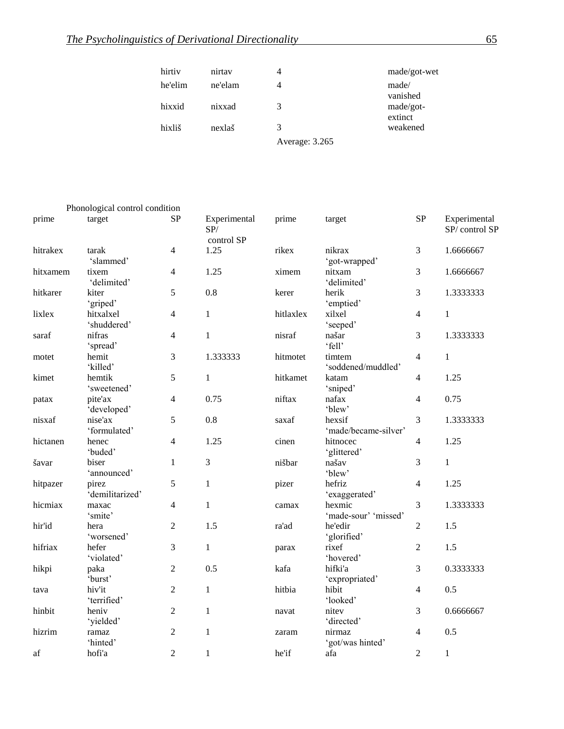| | | | |
|---|---|---|---|
| hirtiv | nirtav | 4 | made/got-wet |
| he'elim | ne'elam | 4 | made/ vanished |
| hixxid | nixxad | 3 | made/got-extinct |
| hixliš | nexlaš | 3 | weakened |
| | | Average: 3.265 | |

Phonological control condition

| prime | target | SP | Experimental SP/ control SP | prime | target | SP | Experimental SP/ control SP |
|---|---|---|---|---|---|---|---|
| hitrakex | tarak 'slammed' | 4 | 1.25 | rikex | nikrax 'got-wrapped' | 3 | 1.6666667 |
| hitxamem | tixem 'delimited' | 4 | 1.25 | ximem | nitxam 'delimited' | 3 | 1.6666667 |
| hitkarer | kiter 'griped' | 5 | 0.8 | kerer | herik 'emptied' | 3 | 1.3333333 |
| lixlex | hitxalxel 'shuddered' | 4 | 1 | hitlaxlex | xilxel 'seeped' | 4 | 1 |
| saraf | nifras 'spread' | 4 | 1 | nisraf | našar 'fell' | 3 | 1.3333333 |
| motet | hemit 'killed' | 3 | 1.333333 | hitmotet | timtem 'soddened/muddled' | 4 | 1 |
| kimet | hemtik 'sweetened' | 5 | 1 | hitkamet | katam 'sniped' | 4 | 1.25 |
| patax | pite'ax 'developed' | 4 | 0.75 | niftax | nafax 'blew' | 4 | 0.75 |
| nisxaf | nise'ax 'formulated' | 5 | 0.8 | saxaf | hexsif 'made/became-silver' | 3 | 1.3333333 |
| hictanen | henec 'buded' | 4 | 1.25 | cinen | hitnocec 'glittered' | 4 | 1.25 |
| šavar | biser 'announced' | 1 | 3 | nišbar | našav 'blew' | 3 | 1 |
| hitpazer | pirez 'demilitarized' | 5 | 1 | pizer | hefriz 'exaggerated' | 4 | 1.25 |
| hicmiax | maxac 'smite' | 4 | 1 | camax | hexmic 'made-sour' 'missed' | 3 | 1.3333333 |
| hir'id | hera 'worsened' | 2 | 1.5 | ra'ad | he'edir 'glorified' | 2 | 1.5 |
| hifriax | hefer 'violated' | 3 | 1 | parax | rixef 'hovered' | 2 | 1.5 |
| hikpi | paka 'burst' | 2 | 0.5 | kafa | hifki'a 'expropriated' | 3 | 0.3333333 |
| tava | hiv'it 'terrified' | 2 | 1 | hitbia | hibit 'looked' | 4 | 0.5 |
| hinbit | heniv 'yielded' | 2 | 1 | navat | nitev 'directed' | 3 | 0.6666667 |
| hizrim | ramaz 'hinted' | 2 | 1 | zaram | nirmaz 'got/was hinted' | 4 | 0.5 |
| af | hofi'a | 2 | 1 | he'if | afa | 2 | 1 |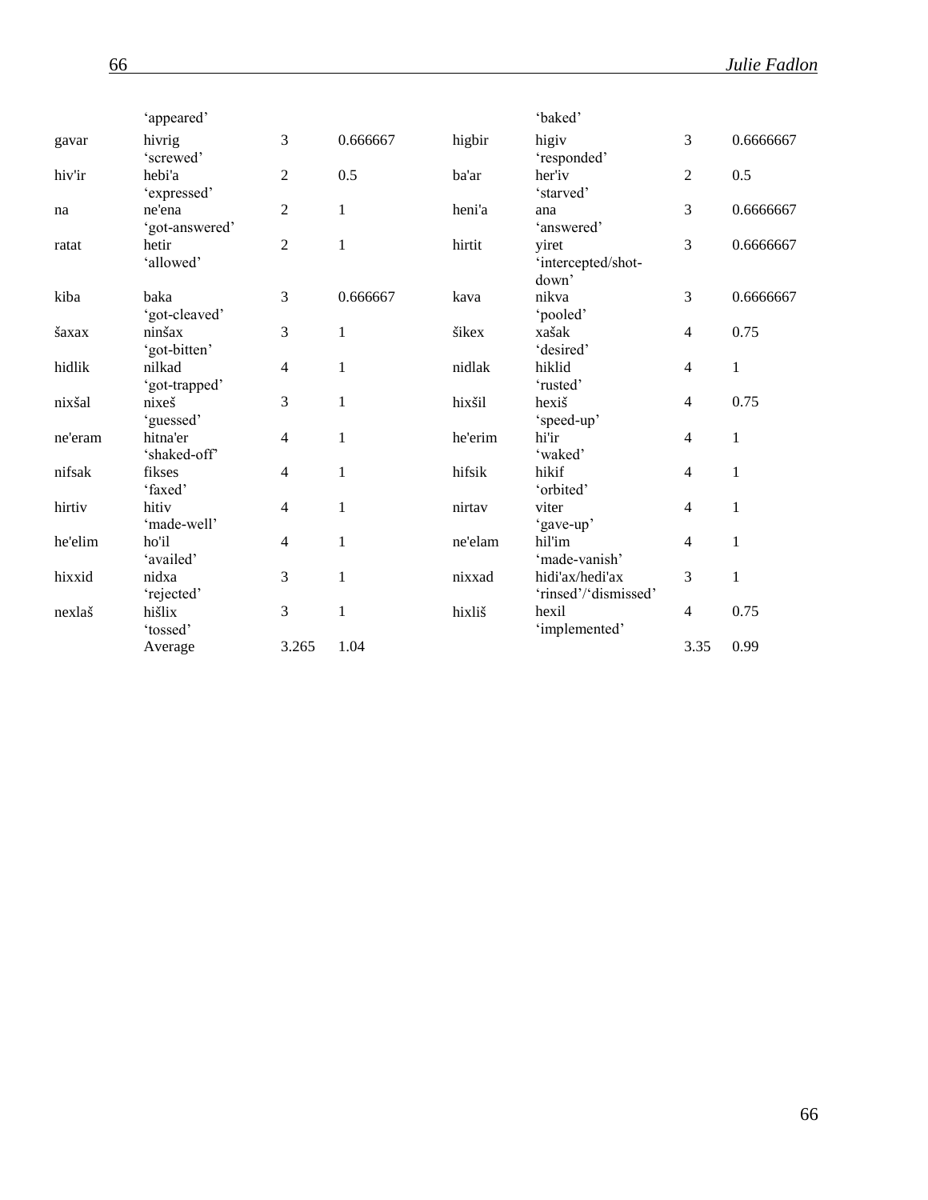| | | | | | | | |
|---|---|---|---|---|---|---|---|
| | 'appeared' | | | | 'baked' | | |
| gavar | hivrig 'screwed' | 3 | 0.666667 | higbir | higiv 'responded' | 3 | 0.6666667 |
| hiv'ir | hebi'a 'expressed' | 2 | 0.5 | ba'ar | her'iv 'starved' | 2 | 0.5 |
| na | ne'ena 'got-answered' | 2 | 1 | heni'a | ana 'answered' | 3 | 0.6666667 |
| ratat | hetir 'allowed' | 2 | 1 | hirtit | yiret 'intercepted/shot-down' | 3 | 0.6666667 |
| kiba | baka 'got-cleaved' | 3 | 0.666667 | kava | nikva 'pooled' | 3 | 0.6666667 |
| šaxax | ninšax 'got-bitten' | 3 | 1 | šikex | xašak 'desired' | 4 | 0.75 |
| hidlik | nilkad 'got-trapped' | 4 | 1 | nidlak | hiklid 'rusted' | 4 | 1 |
| nixšal | nixeš 'guessed' | 3 | 1 | hixšil | hexiš 'speed-up' | 4 | 0.75 |
| ne'eram | hitna'er 'shaked-off' | 4 | 1 | he'erim | hi'ir 'waked' | 4 | 1 |
| nifsak | fikses 'faxed' | 4 | 1 | hifsik | hikif 'orbited' | 4 | 1 |
| hirtiv | hitiv 'made-well' | 4 | 1 | nirtav | viter 'gave-up' | 4 | 1 |
| he'elim | ho'il 'availed' | 4 | 1 | ne'elam | hil'im 'made-vanish' | 4 | 1 |
| hixxid | nidxa 'rejected' | 3 | 1 | nixxad | hidi'ax/hedi'ax 'rinsed'/'dismissed' | 3 | 1 |
| nexlaš | hišlix 'tossed' | 3 | 1 | hixliš | hexil 'implemented' | 4 | 0.75 |
| | Average | 3.265 | 1.04 | | | 3.35 | 0.99 |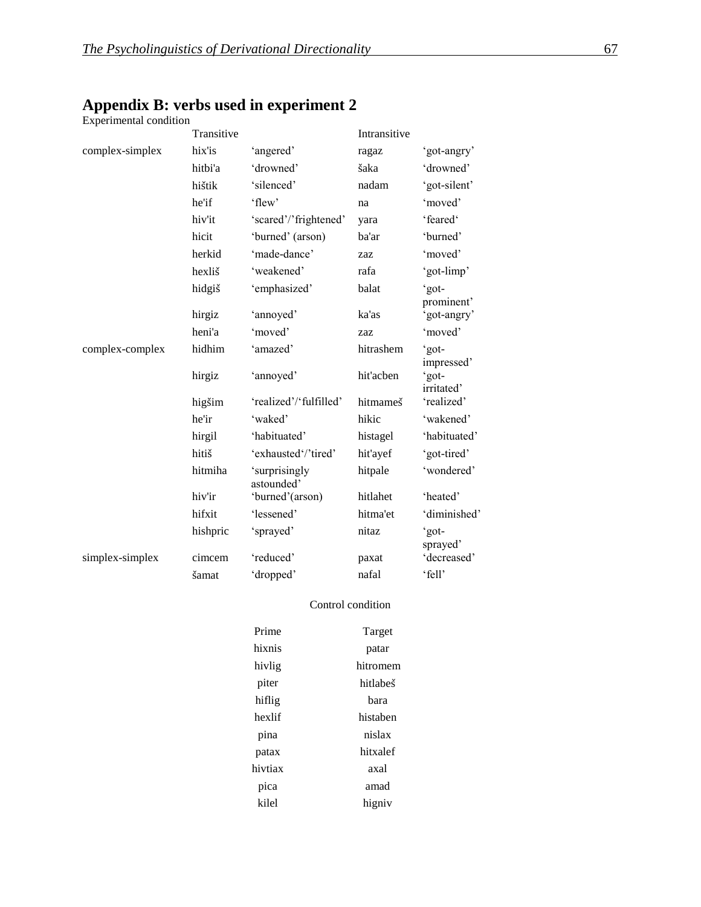## Appendix B: verbs used in experiment 2

Experimental condition

| | Transitive | | Intransitive | |
|---|---|---|---|---|
| complex-simplex | hix'is | 'angered' | ragaz | 'got-angry' |
| | hitbi'a | 'drowned' | šaka | 'drowned' |
| | hištik | 'silenced' | nadam | 'got-silent' |
| | he'if | 'flew' | na | 'moved' |
| | hiv'it | 'scared'/'frightened' | yara | 'feared' |
| | hicit | 'burned' (arson) | ba'ar | 'burned' |
| | herkid | 'made-dance' | zaz | 'moved' |
| | hexliš | 'weakened' | rafa | 'got-limp' |
| | hidgiš | 'emphasized' | balat | 'got-prominent' |
| | hirgiz | 'annoyed' | ka'as | 'got-angry' |
| | heni'a | 'moved' | zaz | 'moved' |
| complex-complex | hidhim | 'amazed' | hitrashem | 'got-impressed' |
| | hirgiz | 'annoyed' | hit'acben | 'got-irritated' |
| | higšim | 'realized'/'fulfilled' | hitmameš | 'realized' |
| | he'ir | 'waked' | hikic | 'wakened' |
| | hirgil | 'habituated' | histagel | 'habituated' |
| | hitiš | 'exhausted'/'tired' | hit'ayef | 'got-tired' |
| | hitmiha | 'surprisingly astounded' | hitpale | 'wondered' |
| | hiv'ir | 'burned'(arson) | hitlahet | 'heated' |
| | hifxit | 'lessened' | hitma'et | 'diminished' |
| | hishpric | 'sprayed' | nitaz | 'got-sprayed' |
| simplex-simplex | cimcem | 'reduced' | paxat | 'decreased' |
| | šamat | 'dropped' | nafal | 'fell' |

Control condition

| Prime | Target |
|---|---|
| hixnis | patar |
| hivlig | hitromem |
| piter | hitlabeš |
| hiflig | bara |
| hexlif | histaben |
| pina | nislax |
| patax | hitxalef |
| hivtiax | axal |
| pica | amad |
| kilel | higniv |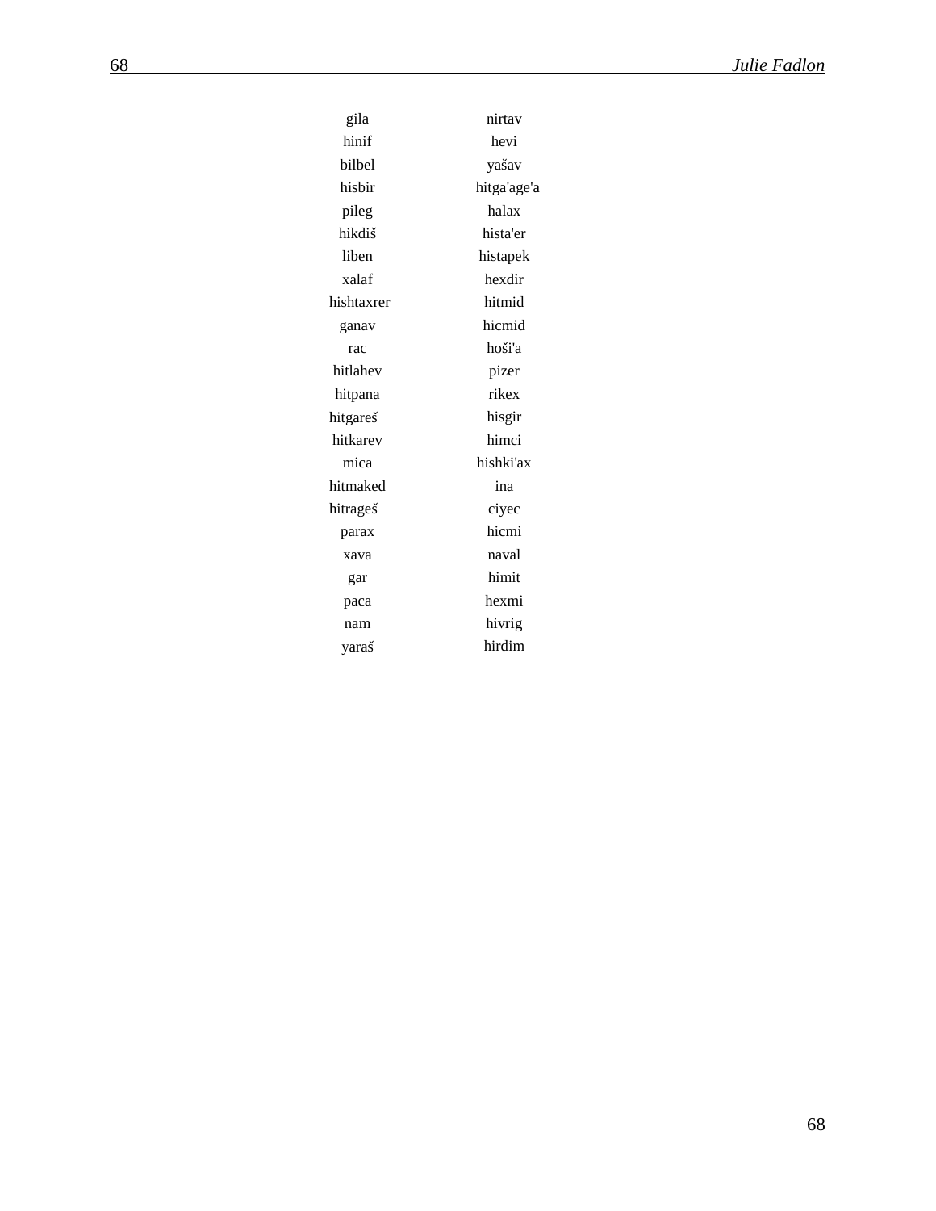| | |
|---|---|
| gila | nirtav |
| hinif | hevi |
| bilbel | yašav |
| hisbir | hitga'age'a |
| pileg | halax |
| hikdiš | hista'er |
| liben | histapek |
| xalaf | hexdir |
| hishtaxrer | hitmid |
| ganav | hicmid |
| rac | hoši'a |
| hitlahev | pizer |
| hitpana | rikex |
| hitgareš | hisgir |
| hitkarev | himci |
| mica | hishki'ax |
| hitmaked | ina |
| hitrageš | ciyec |
| parax | hicmi |
| xava | naval |
| gar | himit |
| paca | hexmi |
| nam | hivrig |
| yaraš | hirdim |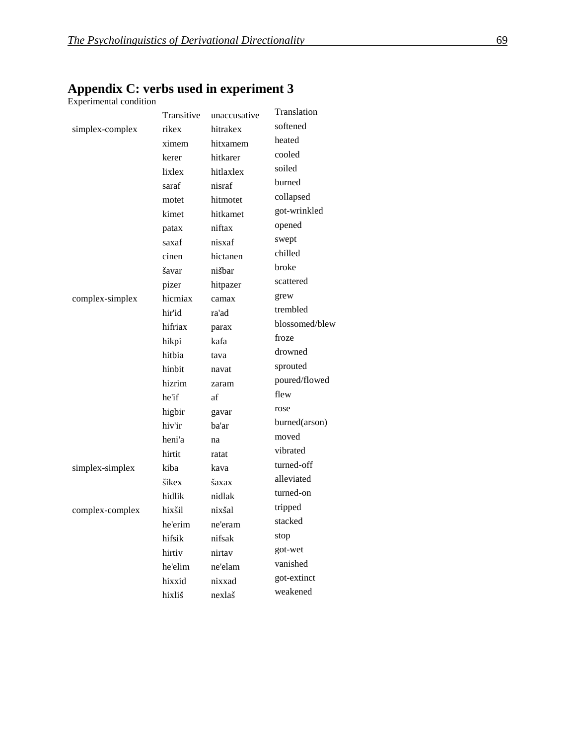## Appendix C: verbs used in experiment 3

| Experimental condition | Transitive | unaccusative | Translation |
|---|---|---|---|
| simplex-complex | rikex | hitrakex | softened |
| | ximem | hitxamem | heated |
| | kerer | hitkarer | cooled |
| | lixlex | hitlaxlex | soiled |
| | saraf | nisraf | burned |
| | motet | hitmotet | collapsed |
| | kimet | hitkamet | got-wrinkled |
| | patax | niftax | opened |
| | saxaf | nisxaf | swept |
| | cinen | hictanen | chilled |
| | šavar | nišbar | broke |
| | pizer | hitpazer | scattered |
| complex-simplex | hicmiax | camax | grew |
| | hir'id | ra'ad | trembled |
| | hifriax | parax | blossomed/blew |
| | hikpi | kafa | froze |
| | hitbia | tava | drowned |
| | hinbit | navat | sprouted |
| | hizrim | zaram | poured/flowed |
| | he'if | af | flew |
| | higbir | gavar | rose |
| | hiv'ir | ba'ar | burned(arson) |
| | heni'a | na | moved |
| | hirtit | ratat | vibrated |
| simplex-simplex | kiba | kava | turned-off |
| | šikex | šaxax | alleviated |
| | hidlik | nidlak | turned-on |
| complex-complex | hixšil | nixšal | tripped |
| | he'erim | ne'eram | stacked |
| | hifsik | nifsak | stop |
| | hirtiv | nirtav | got-wet |
| | he'elim | ne'elam | vanished |
| | hixxid | nixxad | got-extinct |
| | hixliš | nexlaš | weakened |